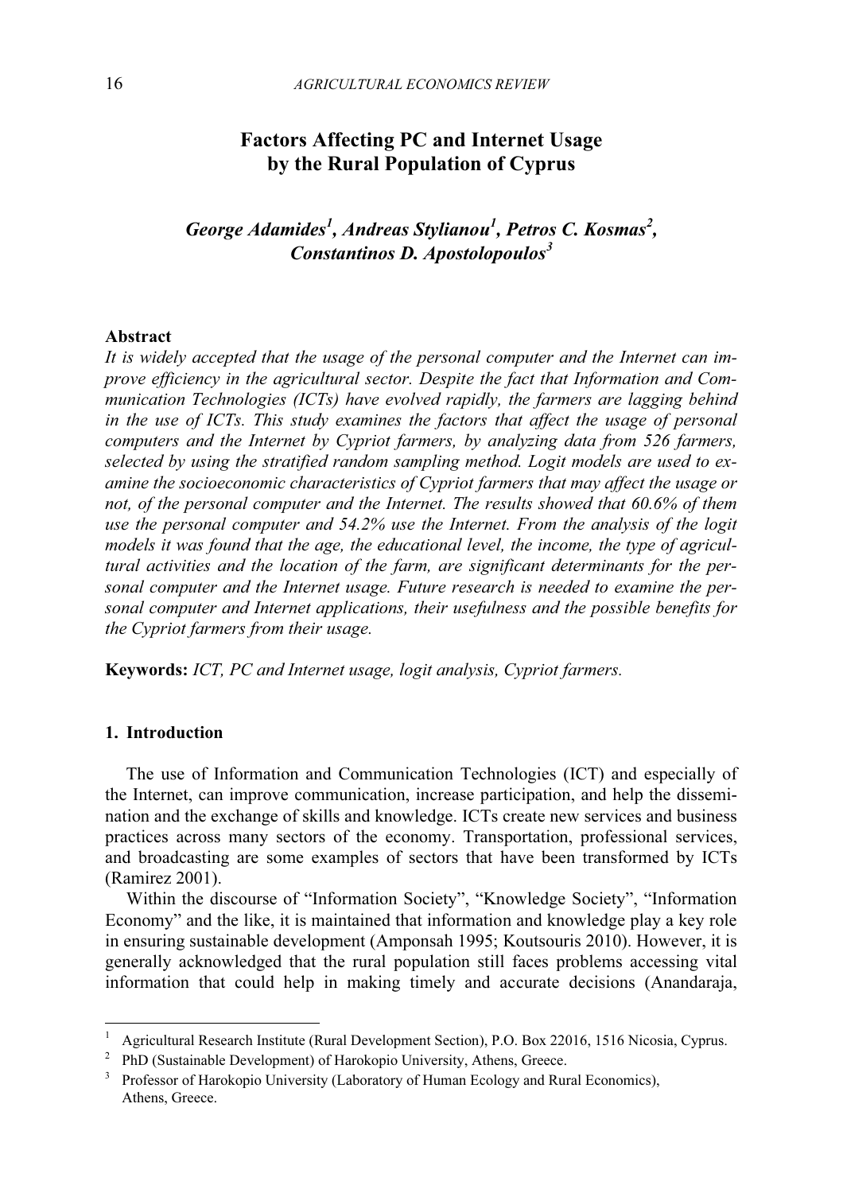# Factors Affecting PC and Internet Usage by the Rural Population of Cyprus

***George Adamides[1], Andreas Stylianou[1], Petros C. Kosmas[2], Constantinos D. Apostolopoulos[3]***

**Abstract**

*It is widely accepted that the usage of the personal computer and the Internet can improve efficiency in the agricultural sector. Despite the fact that Information and Communication Technologies (ICTs) have evolved rapidly, the farmers are lagging behind in the use of ICTs. This study examines the factors that affect the usage of personal computers and the Internet by Cypriot farmers, by analyzing data from 526 farmers, selected by using the stratified random sampling method. Logit models are used to examine the socioeconomic characteristics of Cypriot farmers that may affect the usage or not, of the personal computer and the Internet. The results showed that 60.6% of them use the personal computer and 54.2% use the Internet. From the analysis of the logit models it was found that the age, the educational level, the income, the type of agricultural activities and the location of the farm, are significant determinants for the personal computer and the Internet usage. Future research is needed to examine the personal computer and Internet applications, their usefulness and the possible benefits for the Cypriot farmers from their usage.*

**Keywords:** *ICT, PC and Internet usage, logit analysis, Cypriot farmers.*

## 1. Introduction

The use of Information and Communication Technologies (ICT) and especially of the Internet, can improve communication, increase participation, and help the dissemination and the exchange of skills and knowledge. ICTs create new services and business practices across many sectors of the economy. Transportation, professional services, and broadcasting are some examples of sectors that have been transformed by ICTs (Ramirez 2001).

Within the discourse of "Information Society", "Knowledge Society", "Information Economy" and the like, it is maintained that information and knowledge play a key role in ensuring sustainable development (Amponsah 1995; Koutsouris 2010). However, it is generally acknowledged that the rural population still faces problems accessing vital information that could help in making timely and accurate decisions (Anandaraja,

---

[1] Agricultural Research Institute (Rural Development Section), P.O. Box 22016, 1516 Nicosia, Cyprus.

[2] PhD (Sustainable Development) of Harokopio University, Athens, Greece.

[3] Professor of Harokopio University (Laboratory of Human Ecology and Rural Economics), Athens, Greece.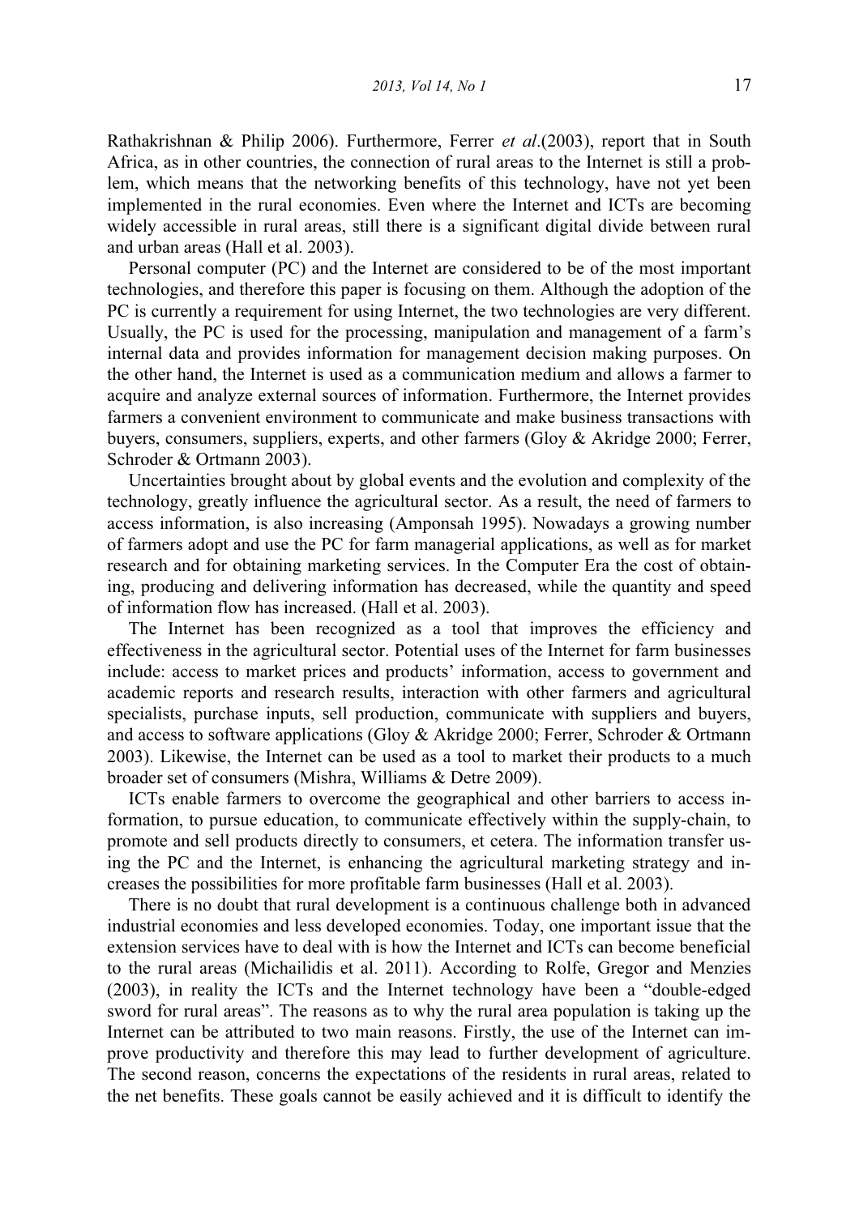Rathakrishnan & Philip 2006). Furthermore, Ferrer *et al*.(2003), report that in South Africa, as in other countries, the connection of rural areas to the Internet is still a problem, which means that the networking benefits of this technology, have not yet been implemented in the rural economies. Even where the Internet and ICTs are becoming widely accessible in rural areas, still there is a significant digital divide between rural and urban areas (Hall et al. 2003).

Personal computer (PC) and the Internet are considered to be of the most important technologies, and therefore this paper is focusing on them. Although the adoption of the PC is currently a requirement for using Internet, the two technologies are very different. Usually, the PC is used for the processing, manipulation and management of a farm's internal data and provides information for management decision making purposes. On the other hand, the Internet is used as a communication medium and allows a farmer to acquire and analyze external sources of information. Furthermore, the Internet provides farmers a convenient environment to communicate and make business transactions with buyers, consumers, suppliers, experts, and other farmers (Gloy & Akridge 2000; Ferrer, Schroder & Ortmann 2003).

Uncertainties brought about by global events and the evolution and complexity of the technology, greatly influence the agricultural sector. As a result, the need of farmers to access information, is also increasing (Amponsah 1995). Nowadays a growing number of farmers adopt and use the PC for farm managerial applications, as well as for market research and for obtaining marketing services. In the Computer Era the cost of obtaining, producing and delivering information has decreased, while the quantity and speed of information flow has increased. (Hall et al. 2003).

The Internet has been recognized as a tool that improves the efficiency and effectiveness in the agricultural sector. Potential uses of the Internet for farm businesses include: access to market prices and products' information, access to government and academic reports and research results, interaction with other farmers and agricultural specialists, purchase inputs, sell production, communicate with suppliers and buyers, and access to software applications (Gloy & Akridge 2000; Ferrer, Schroder & Ortmann 2003). Likewise, the Internet can be used as a tool to market their products to a much broader set of consumers (Mishra, Williams & Detre 2009).

ICTs enable farmers to overcome the geographical and other barriers to access information, to pursue education, to communicate effectively within the supply-chain, to promote and sell products directly to consumers, et cetera. The information transfer using the PC and the Internet, is enhancing the agricultural marketing strategy and increases the possibilities for more profitable farm businesses (Hall et al. 2003).

There is no doubt that rural development is a continuous challenge both in advanced industrial economies and less developed economies. Today, one important issue that the extension services have to deal with is how the Internet and ICTs can become beneficial to the rural areas (Michailidis et al. 2011). According to Rolfe, Gregor and Menzies (2003), in reality the ICTs and the Internet technology have been a "double-edged sword for rural areas". The reasons as to why the rural area population is taking up the Internet can be attributed to two main reasons. Firstly, the use of the Internet can improve productivity and therefore this may lead to further development of agriculture. The second reason, concerns the expectations of the residents in rural areas, related to the net benefits. These goals cannot be easily achieved and it is difficult to identify the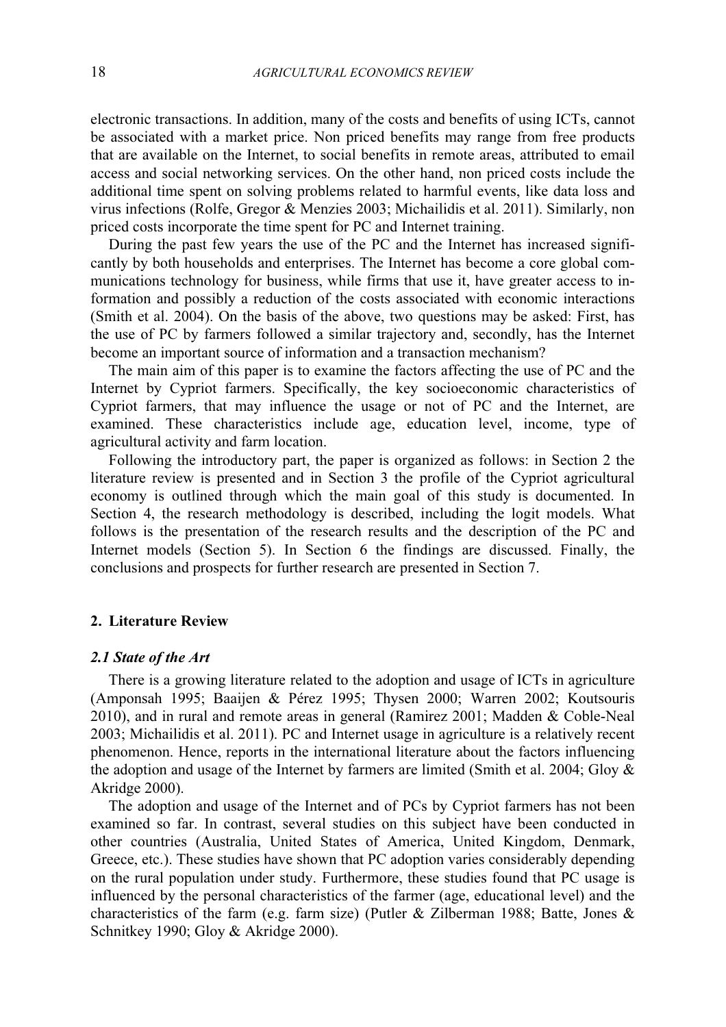electronic transactions. In addition, many of the costs and benefits of using ICTs, cannot be associated with a market price. Non priced benefits may range from free products that are available on the Internet, to social benefits in remote areas, attributed to email access and social networking services. On the other hand, non priced costs include the additional time spent on solving problems related to harmful events, like data loss and virus infections (Rolfe, Gregor & Menzies 2003; Michailidis et al. 2011). Similarly, non priced costs incorporate the time spent for PC and Internet training.

During the past few years the use of the PC and the Internet has increased significantly by both households and enterprises. The Internet has become a core global communications technology for business, while firms that use it, have greater access to information and possibly a reduction of the costs associated with economic interactions (Smith et al. 2004). On the basis of the above, two questions may be asked: First, has the use of PC by farmers followed a similar trajectory and, secondly, has the Internet become an important source of information and a transaction mechanism?

The main aim of this paper is to examine the factors affecting the use of PC and the Internet by Cypriot farmers. Specifically, the key socioeconomic characteristics of Cypriot farmers, that may influence the usage or not of PC and the Internet, are examined. These characteristics include age, education level, income, type of agricultural activity and farm location.

Following the introductory part, the paper is organized as follows: in Section 2 the literature review is presented and in Section 3 the profile of the Cypriot agricultural economy is outlined through which the main goal of this study is documented. In Section 4, the research methodology is described, including the logit models. What follows is the presentation of the research results and the description of the PC and Internet models (Section 5). In Section 6 the findings are discussed. Finally, the conclusions and prospects for further research are presented in Section 7.

## 2. Literature Review

### *2.1 State of the Art*

There is a growing literature related to the adoption and usage of ICTs in agriculture (Amponsah 1995; Baaijen & Pérez 1995; Thysen 2000; Warren 2002; Koutsouris 2010), and in rural and remote areas in general (Ramirez 2001; Madden & Coble-Neal 2003; Michailidis et al. 2011). PC and Internet usage in agriculture is a relatively recent phenomenon. Hence, reports in the international literature about the factors influencing the adoption and usage of the Internet by farmers are limited (Smith et al. 2004; Gloy & Akridge 2000).

The adoption and usage of the Internet and of PCs by Cypriot farmers has not been examined so far. In contrast, several studies on this subject have been conducted in other countries (Australia, United States of America, United Kingdom, Denmark, Greece, etc.). These studies have shown that PC adoption varies considerably depending on the rural population under study. Furthermore, these studies found that PC usage is influenced by the personal characteristics of the farmer (age, educational level) and the characteristics of the farm (e.g. farm size) (Putler & Zilberman 1988; Batte, Jones & Schnitkey 1990; Gloy & Akridge 2000).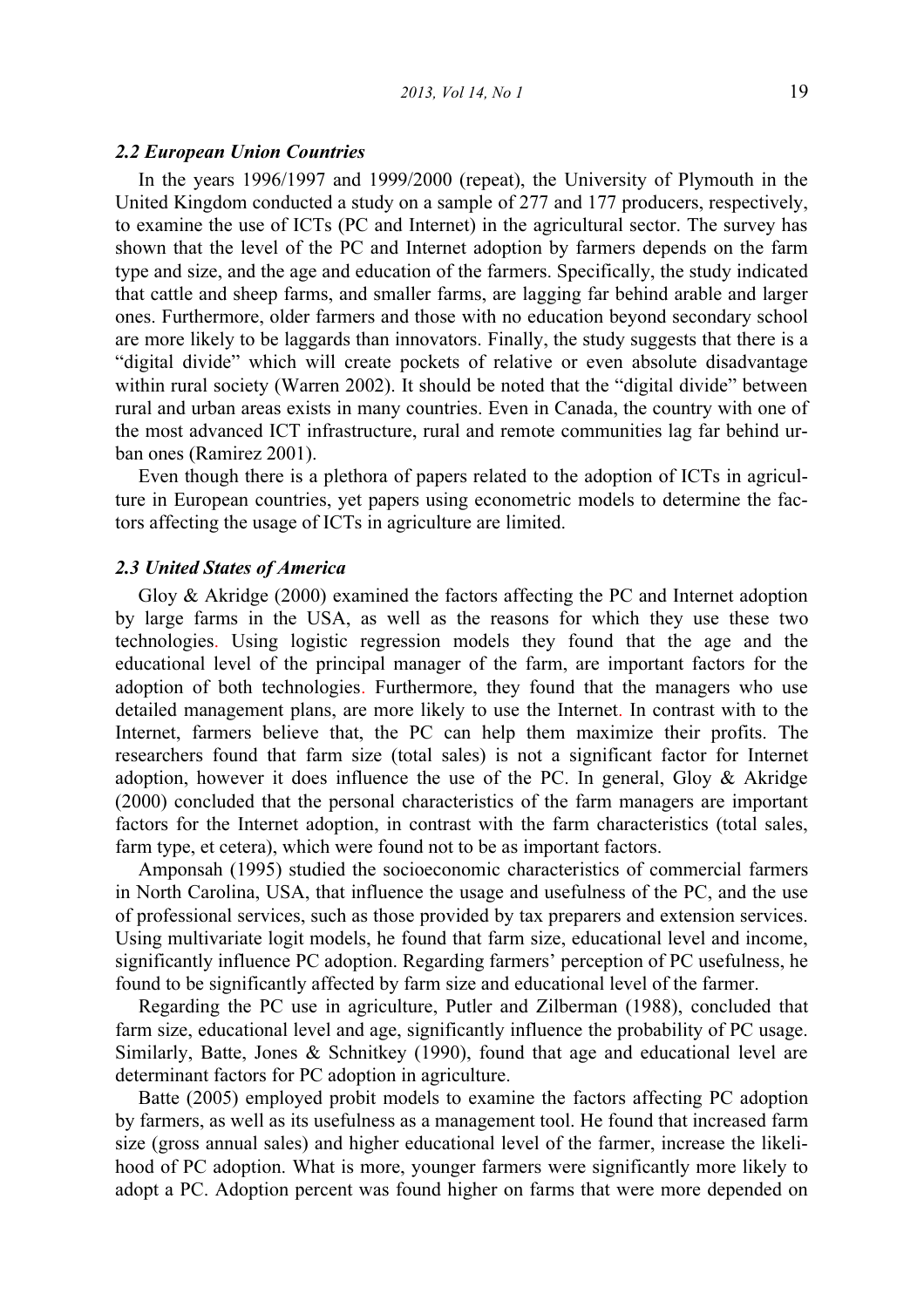### *2.2 European Union Countries*

In the years 1996/1997 and 1999/2000 (repeat), the University of Plymouth in the United Kingdom conducted a study on a sample of 277 and 177 producers, respectively, to examine the use of ICTs (PC and Internet) in the agricultural sector. The survey has shown that the level of the PC and Internet adoption by farmers depends on the farm type and size, and the age and education of the farmers. Specifically, the study indicated that cattle and sheep farms, and smaller farms, are lagging far behind arable and larger ones. Furthermore, older farmers and those with no education beyond secondary school are more likely to be laggards than innovators. Finally, the study suggests that there is a "digital divide" which will create pockets of relative or even absolute disadvantage within rural society (Warren 2002). It should be noted that the "digital divide" between rural and urban areas exists in many countries. Even in Canada, the country with one of the most advanced ICT infrastructure, rural and remote communities lag far behind urban ones (Ramirez 2001).

Even though there is a plethora of papers related to the adoption of ICTs in agriculture in European countries, yet papers using econometric models to determine the factors affecting the usage of ICTs in agriculture are limited.

### *2.3 United States of America*

Gloy & Akridge (2000) examined the factors affecting the PC and Internet adoption by large farms in the USA, as well as the reasons for which they use these two technologies. Using logistic regression models they found that the age and the educational level of the principal manager of the farm, are important factors for the adoption of both technologies. Furthermore, they found that the managers who use detailed management plans, are more likely to use the Internet. In contrast with to the Internet, farmers believe that, the PC can help them maximize their profits. The researchers found that farm size (total sales) is not a significant factor for Internet adoption, however it does influence the use of the PC. In general, Gloy & Akridge (2000) concluded that the personal characteristics of the farm managers are important factors for the Internet adoption, in contrast with the farm characteristics (total sales, farm type, et cetera), which were found not to be as important factors.

Amponsah (1995) studied the socioeconomic characteristics of commercial farmers in North Carolina, USA, that influence the usage and usefulness of the PC, and the use of professional services, such as those provided by tax preparers and extension services. Using multivariate logit models, he found that farm size, educational level and income, significantly influence PC adoption. Regarding farmers' perception of PC usefulness, he found to be significantly affected by farm size and educational level of the farmer.

Regarding the PC use in agriculture, Putler and Zilberman (1988), concluded that farm size, educational level and age, significantly influence the probability of PC usage. Similarly, Batte, Jones & Schnitkey (1990), found that age and educational level are determinant factors for PC adoption in agriculture.

Batte (2005) employed probit models to examine the factors affecting PC adoption by farmers, as well as its usefulness as a management tool. He found that increased farm size (gross annual sales) and higher educational level of the farmer, increase the likelihood of PC adoption. What is more, younger farmers were significantly more likely to adopt a PC. Adoption percent was found higher on farms that were more depended on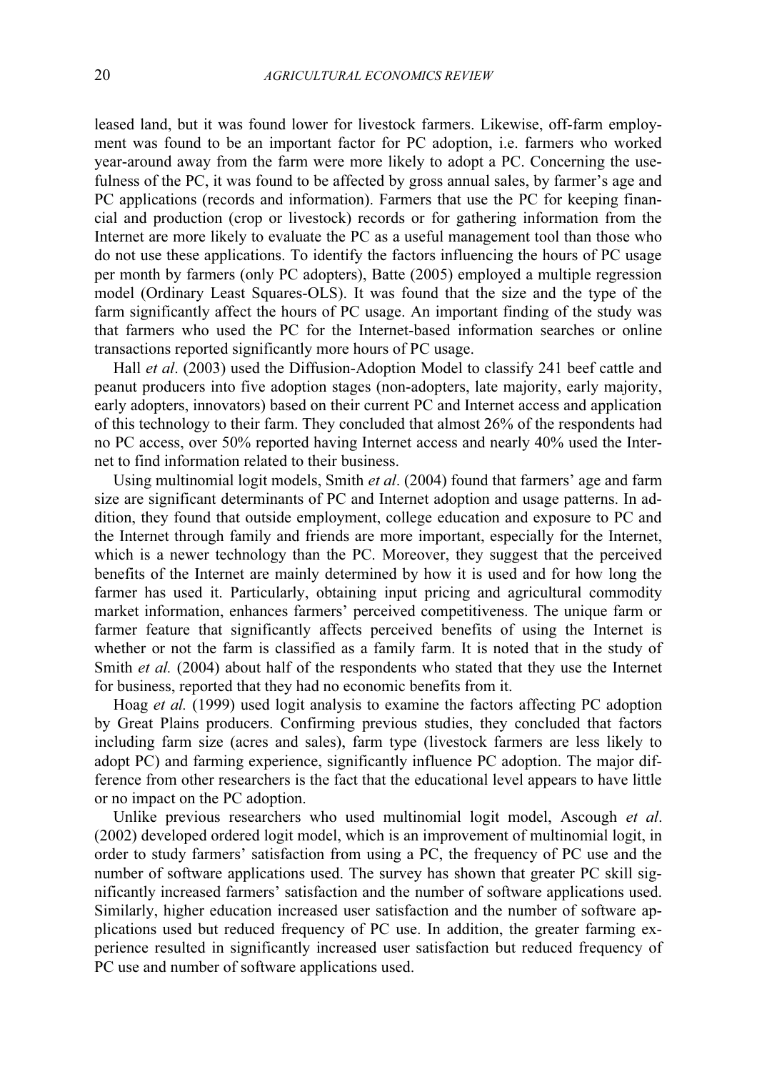leased land, but it was found lower for livestock farmers. Likewise, off-farm employment was found to be an important factor for PC adoption, i.e. farmers who worked year-around away from the farm were more likely to adopt a PC. Concerning the usefulness of the PC, it was found to be affected by gross annual sales, by farmer's age and PC applications (records and information). Farmers that use the PC for keeping financial and production (crop or livestock) records or for gathering information from the Internet are more likely to evaluate the PC as a useful management tool than those who do not use these applications. To identify the factors influencing the hours of PC usage per month by farmers (only PC adopters), Batte (2005) employed a multiple regression model (Ordinary Least Squares-OLS). It was found that the size and the type of the farm significantly affect the hours of PC usage. An important finding of the study was that farmers who used the PC for the Internet-based information searches or online transactions reported significantly more hours of PC usage.

Hall *et al*. (2003) used the Diffusion-Adoption Model to classify 241 beef cattle and peanut producers into five adoption stages (non-adopters, late majority, early majority, early adopters, innovators) based on their current PC and Internet access and application of this technology to their farm. They concluded that almost 26% of the respondents had no PC access, over 50% reported having Internet access and nearly 40% used the Internet to find information related to their business.

Using multinomial logit models, Smith *et al*. (2004) found that farmers' age and farm size are significant determinants of PC and Internet adoption and usage patterns. In addition, they found that outside employment, college education and exposure to PC and the Internet through family and friends are more important, especially for the Internet, which is a newer technology than the PC. Moreover, they suggest that the perceived benefits of the Internet are mainly determined by how it is used and for how long the farmer has used it. Particularly, obtaining input pricing and agricultural commodity market information, enhances farmers' perceived competitiveness. The unique farm or farmer feature that significantly affects perceived benefits of using the Internet is whether or not the farm is classified as a family farm. It is noted that in the study of Smith *et al.* (2004) about half of the respondents who stated that they use the Internet for business, reported that they had no economic benefits from it.

Hoag *et al.* (1999) used logit analysis to examine the factors affecting PC adoption by Great Plains producers. Confirming previous studies, they concluded that factors including farm size (acres and sales), farm type (livestock farmers are less likely to adopt PC) and farming experience, significantly influence PC adoption. The major difference from other researchers is the fact that the educational level appears to have little or no impact on the PC adoption.

Unlike previous researchers who used multinomial logit model, Ascough *et al*. (2002) developed ordered logit model, which is an improvement of multinomial logit, in order to study farmers' satisfaction from using a PC, the frequency of PC use and the number of software applications used. The survey has shown that greater PC skill significantly increased farmers' satisfaction and the number of software applications used. Similarly, higher education increased user satisfaction and the number of software applications used but reduced frequency of PC use. In addition, the greater farming experience resulted in significantly increased user satisfaction but reduced frequency of PC use and number of software applications used.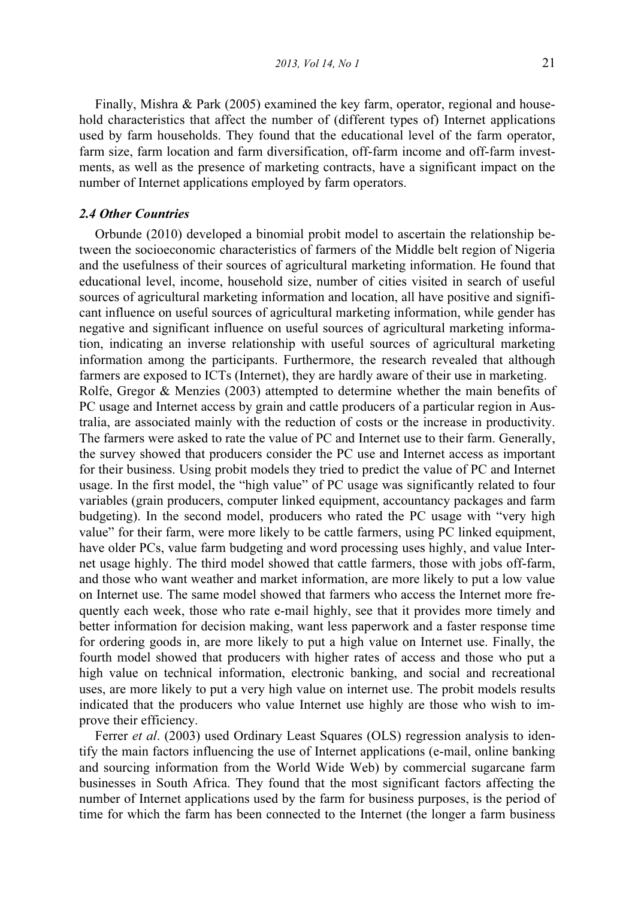Finally, Mishra & Park (2005) examined the key farm, operator, regional and household characteristics that affect the number of (different types of) Internet applications used by farm households. They found that the educational level of the farm operator, farm size, farm location and farm diversification, off-farm income and off-farm investments, as well as the presence of marketing contracts, have a significant impact on the number of Internet applications employed by farm operators.

### *2.4 Other Countries*

Orbunde (2010) developed a binomial probit model to ascertain the relationship between the socioeconomic characteristics of farmers of the Middle belt region of Nigeria and the usefulness of their sources of agricultural marketing information. He found that educational level, income, household size, number of cities visited in search of useful sources of agricultural marketing information and location, all have positive and significant influence on useful sources of agricultural marketing information, while gender has negative and significant influence on useful sources of agricultural marketing information, indicating an inverse relationship with useful sources of agricultural marketing information among the participants. Furthermore, the research revealed that although farmers are exposed to ICTs (Internet), they are hardly aware of their use in marketing.

Rolfe, Gregor & Menzies (2003) attempted to determine whether the main benefits of PC usage and Internet access by grain and cattle producers of a particular region in Australia, are associated mainly with the reduction of costs or the increase in productivity. The farmers were asked to rate the value of PC and Internet use to their farm. Generally, the survey showed that producers consider the PC use and Internet access as important for their business. Using probit models they tried to predict the value of PC and Internet usage. In the first model, the "high value" of PC usage was significantly related to four variables (grain producers, computer linked equipment, accountancy packages and farm budgeting). In the second model, producers who rated the PC usage with "very high value" for their farm, were more likely to be cattle farmers, using PC linked equipment, have older PCs, value farm budgeting and word processing uses highly, and value Internet usage highly. The third model showed that cattle farmers, those with jobs off-farm, and those who want weather and market information, are more likely to put a low value on Internet use. The same model showed that farmers who access the Internet more frequently each week, those who rate e-mail highly, see that it provides more timely and better information for decision making, want less paperwork and a faster response time for ordering goods in, are more likely to put a high value on Internet use. Finally, the fourth model showed that producers with higher rates of access and those who put a high value on technical information, electronic banking, and social and recreational uses, are more likely to put a very high value on internet use. The probit models results indicated that the producers who value Internet use highly are those who wish to improve their efficiency.

Ferrer *et al*. (2003) used Ordinary Least Squares (OLS) regression analysis to identify the main factors influencing the use of Internet applications (e-mail, online banking and sourcing information from the World Wide Web) by commercial sugarcane farm businesses in South Africa. They found that the most significant factors affecting the number of Internet applications used by the farm for business purposes, is the period of time for which the farm has been connected to the Internet (the longer a farm business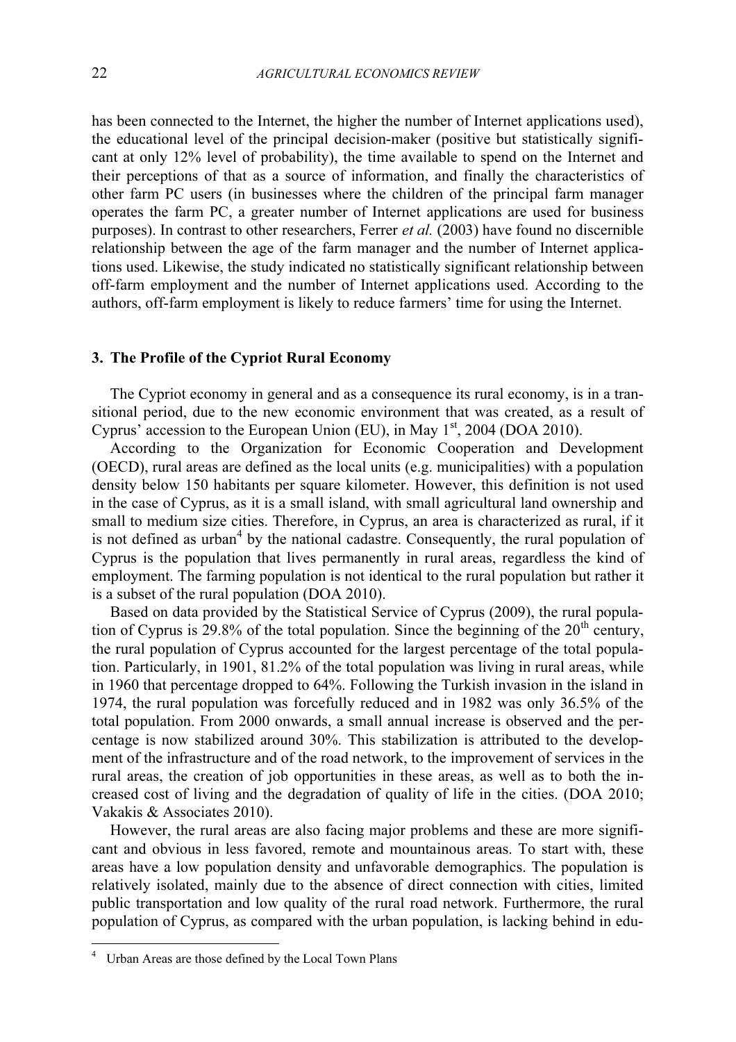has been connected to the Internet, the higher the number of Internet applications used), the educational level of the principal decision-maker (positive but statistically significant at only 12% level of probability), the time available to spend on the Internet and their perceptions of that as a source of information, and finally the characteristics of other farm PC users (in businesses where the children of the principal farm manager operates the farm PC, a greater number of Internet applications are used for business purposes). In contrast to other researchers, Ferrer *et al.* (2003) have found no discernible relationship between the age of the farm manager and the number of Internet applications used. Likewise, the study indicated no statistically significant relationship between off-farm employment and the number of Internet applications used. According to the authors, off-farm employment is likely to reduce farmers' time for using the Internet.

## 3. The Profile of the Cypriot Rural Economy

The Cypriot economy in general and as a consequence its rural economy, is in a transitional period, due to the new economic environment that was created, as a result of Cyprus' accession to the European Union (EU), in May 1st, 2004 (DOA 2010).

According to the Organization for Economic Cooperation and Development (OECD), rural areas are defined as the local units (e.g. municipalities) with a population density below 150 habitants per square kilometer. However, this definition is not used in the case of Cyprus, as it is a small island, with small agricultural land ownership and small to medium size cities. Therefore, in Cyprus, an area is characterized as rural, if it is not defined as urban[4] by the national cadastre. Consequently, the rural population of Cyprus is the population that lives permanently in rural areas, regardless the kind of employment. The farming population is not identical to the rural population but rather it is a subset of the rural population (DOA 2010).

Based on data provided by the Statistical Service of Cyprus (2009), the rural population of Cyprus is 29.8% of the total population. Since the beginning of the 20th century, the rural population of Cyprus accounted for the largest percentage of the total population. Particularly, in 1901, 81.2% of the total population was living in rural areas, while in 1960 that percentage dropped to 64%. Following the Turkish invasion in the island in 1974, the rural population was forcefully reduced and in 1982 was only 36.5% of the total population. From 2000 onwards, a small annual increase is observed and the percentage is now stabilized around 30%. This stabilization is attributed to the development of the infrastructure and of the road network, to the improvement of services in the rural areas, the creation of job opportunities in these areas, as well as to both the increased cost of living and the degradation of quality of life in the cities. (DOA 2010; Vakakis & Associates 2010).

However, the rural areas are also facing major problems and these are more significant and obvious in less favored, remote and mountainous areas. To start with, these areas have a low population density and unfavorable demographics. The population is relatively isolated, mainly due to the absence of direct connection with cities, limited public transportation and low quality of the rural road network. Furthermore, the rural population of Cyprus, as compared with the urban population, is lacking behind in edu-

[4] Urban Areas are those defined by the Local Town Plans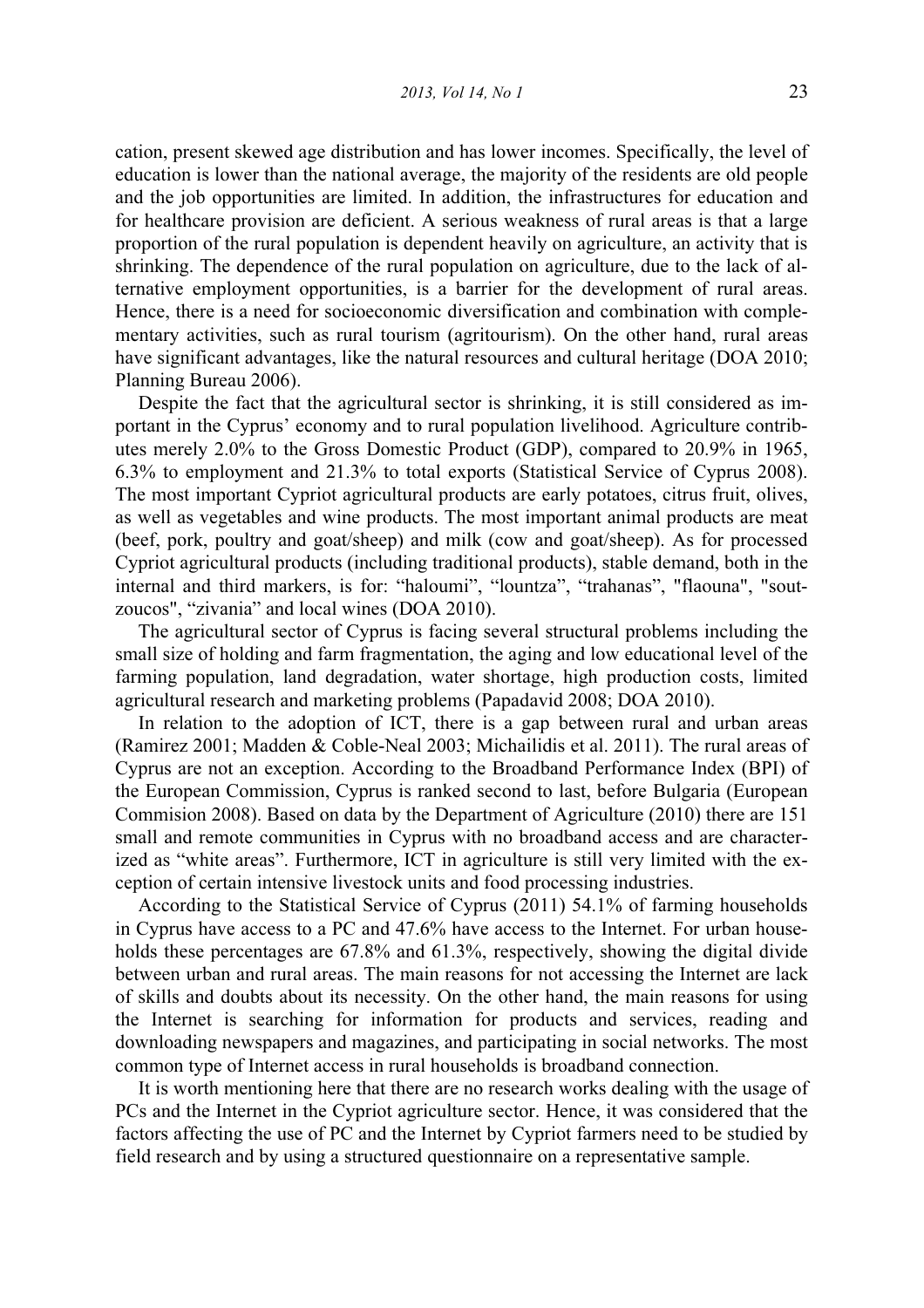cation, present skewed age distribution and has lower incomes. Specifically, the level of education is lower than the national average, the majority of the residents are old people and the job opportunities are limited. In addition, the infrastructures for education and for healthcare provision are deficient. A serious weakness of rural areas is that a large proportion of the rural population is dependent heavily on agriculture, an activity that is shrinking. The dependence of the rural population on agriculture, due to the lack of alternative employment opportunities, is a barrier for the development of rural areas. Hence, there is a need for socioeconomic diversification and combination with complementary activities, such as rural tourism (agritourism). On the other hand, rural areas have significant advantages, like the natural resources and cultural heritage (DOA 2010; Planning Bureau 2006).

Despite the fact that the agricultural sector is shrinking, it is still considered as important in the Cyprus' economy and to rural population livelihood. Agriculture contributes merely 2.0% to the Gross Domestic Product (GDP), compared to 20.9% in 1965, 6.3% to employment and 21.3% to total exports (Statistical Service of Cyprus 2008). The most important Cypriot agricultural products are early potatoes, citrus fruit, olives, as well as vegetables and wine products. The most important animal products are meat (beef, pork, poultry and goat/sheep) and milk (cow and goat/sheep). As for processed Cypriot agricultural products (including traditional products), stable demand, both in the internal and third markers, is for: "haloumi", "lountza", "trahanas", "flaouna", "soutzoucos", "zivania" and local wines (DOA 2010).

The agricultural sector of Cyprus is facing several structural problems including the small size of holding and farm fragmentation, the aging and low educational level of the farming population, land degradation, water shortage, high production costs, limited agricultural research and marketing problems (Papadavid 2008; DOA 2010).

In relation to the adoption of ICT, there is a gap between rural and urban areas (Ramirez 2001; Madden & Coble-Neal 2003; Michailidis et al. 2011). The rural areas of Cyprus are not an exception. According to the Broadband Performance Index (BPI) of the European Commission, Cyprus is ranked second to last, before Bulgaria (European Commision 2008). Based on data by the Department of Agriculture (2010) there are 151 small and remote communities in Cyprus with no broadband access and are characterized as "white areas". Furthermore, ICT in agriculture is still very limited with the exception of certain intensive livestock units and food processing industries.

According to the Statistical Service of Cyprus (2011) 54.1% of farming households in Cyprus have access to a PC and 47.6% have access to the Internet. For urban households these percentages are 67.8% and 61.3%, respectively, showing the digital divide between urban and rural areas. The main reasons for not accessing the Internet are lack of skills and doubts about its necessity. On the other hand, the main reasons for using the Internet is searching for information for products and services, reading and downloading newspapers and magazines, and participating in social networks. The most common type of Internet access in rural households is broadband connection.

It is worth mentioning here that there are no research works dealing with the usage of PCs and the Internet in the Cypriot agriculture sector. Hence, it was considered that the factors affecting the use of PC and the Internet by Cypriot farmers need to be studied by field research and by using a structured questionnaire on a representative sample.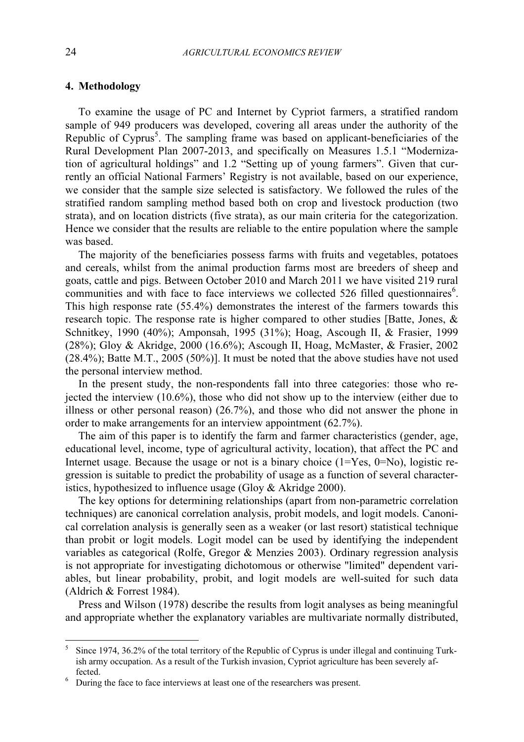## 4. Methodology

To examine the usage of PC and Internet by Cypriot farmers, a stratified random sample of 949 producers was developed, covering all areas under the authority of the Republic of Cyprus[5]. The sampling frame was based on applicant-beneficiaries of the Rural Development Plan 2007-2013, and specifically on Measures 1.5.1 "Modernization of agricultural holdings" and 1.2 "Setting up of young farmers". Given that currently an official National Farmers' Registry is not available, based on our experience, we consider that the sample size selected is satisfactory. We followed the rules of the stratified random sampling method based both on crop and livestock production (two strata), and on location districts (five strata), as our main criteria for the categorization. Hence we consider that the results are reliable to the entire population where the sample was based.

The majority of the beneficiaries possess farms with fruits and vegetables, potatoes and cereals, whilst from the animal production farms most are breeders of sheep and goats, cattle and pigs. Between October 2010 and March 2011 we have visited 219 rural communities and with face to face interviews we collected 526 filled questionnaires[6]. This high response rate (55.4%) demonstrates the interest of the farmers towards this research topic. The response rate is higher compared to other studies [Batte, Jones, & Schnitkey, 1990 (40%); Amponsah, 1995 (31%); Hoag, Ascough II, & Frasier, 1999 (28%); Gloy & Akridge, 2000 (16.6%); Ascough II, Hoag, McMaster, & Frasier, 2002 (28.4%); Batte M.T., 2005 (50%)]. It must be noted that the above studies have not used the personal interview method.

In the present study, the non-respondents fall into three categories: those who rejected the interview (10.6%), those who did not show up to the interview (either due to illness or other personal reason) (26.7%), and those who did not answer the phone in order to make arrangements for an interview appointment (62.7%).

The aim of this paper is to identify the farm and farmer characteristics (gender, age, educational level, income, type of agricultural activity, location), that affect the PC and Internet usage. Because the usage or not is a binary choice (1=Yes, 0=No), logistic regression is suitable to predict the probability of usage as a function of several characteristics, hypothesized to influence usage (Gloy & Akridge 2000).

The key options for determining relationships (apart from non-parametric correlation techniques) are canonical correlation analysis, probit models, and logit models. Canonical correlation analysis is generally seen as a weaker (or last resort) statistical technique than probit or logit models. Logit model can be used by identifying the independent variables as categorical (Rolfe, Gregor & Menzies 2003). Ordinary regression analysis is not appropriate for investigating dichotomous or otherwise "limited" dependent variables, but linear probability, probit, and logit models are well-suited for such data (Aldrich & Forrest 1984).

Press and Wilson (1978) describe the results from logit analyses as being meaningful and appropriate whether the explanatory variables are multivariate normally distributed,

---

[5] Since 1974, 36.2% of the total territory of the Republic of Cyprus is under illegal and continuing Turkish army occupation. As a result of the Turkish invasion, Cypriot agriculture has been severely affected.

[6] During the face to face interviews at least one of the researchers was present.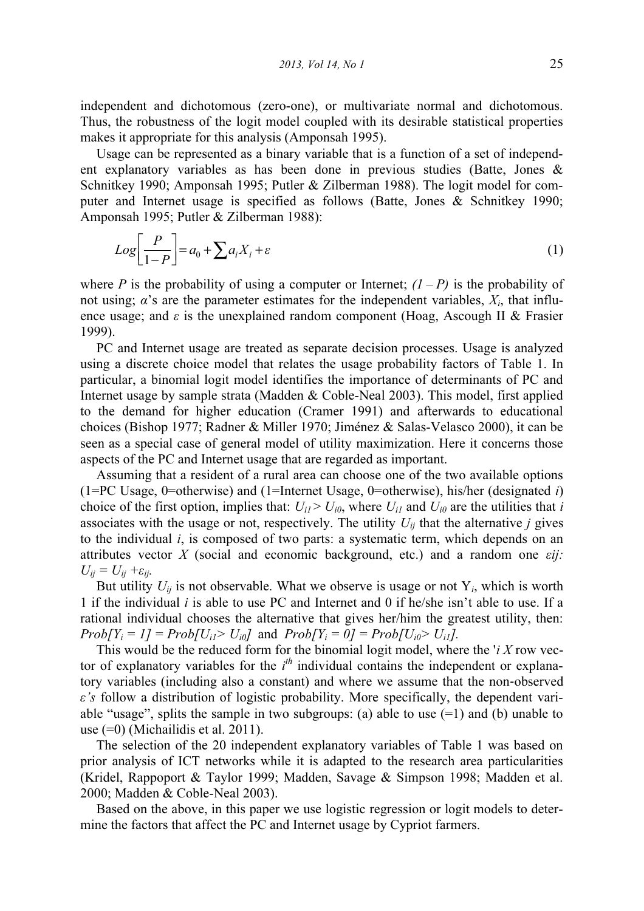independent and dichotomous (zero-one), or multivariate normal and dichotomous. Thus, the robustness of the logit model coupled with its desirable statistical properties makes it appropriate for this analysis (Amponsah 1995).

Usage can be represented as a binary variable that is a function of a set of independent explanatory variables as has been done in previous studies (Batte, Jones & Schnitkey 1990; Amponsah 1995; Putler & Zilberman 1988). The logit model for computer and Internet usage is specified as follows (Batte, Jones & Schnitkey 1990; Amponsah 1995; Putler & Zilberman 1988):

$$Log\left[\frac{P}{1-P}\right] = a_0 + \sum a_i X_i + \varepsilon \tag{1}$$

where $P$ is the probability of using a computer or Internet; $(1 – P)$ is the probability of not using; $\alpha$'s are the parameter estimates for the independent variables, $X_i$, that influence usage; and $\varepsilon$ is the unexplained random component (Hoag, Ascough II & Frasier 1999).

PC and Internet usage are treated as separate decision processes. Usage is analyzed using a discrete choice model that relates the usage probability factors of Table 1. In particular, a binomial logit model identifies the importance of determinants of PC and Internet usage by sample strata (Madden & Coble-Neal 2003). This model, first applied to the demand for higher education (Cramer 1991) and afterwards to educational choices (Bishop 1977; Radner & Miller 1970; Jiménez & Salas-Velasco 2000), it can be seen as a special case of general model of utility maximization. Here it concerns those aspects of the PC and Internet usage that are regarded as important.

Assuming that a resident of a rural area can choose one of the two available options (1=PC Usage, 0=otherwise) and (1=Internet Usage, 0=otherwise), his/her (designated *i*) choice of the first option, implies that: $U_{i1} > U_{i0}$, where $U_{i1}$ and $U_{i0}$ are the utilities that *i* associates with the usage or not, respectively. The utility $U_{ij}$ that the alternative *j* gives to the individual *i*, is composed of two parts: a systematic term, which depends on an attributes vector *X* (social and economic background, etc.) and a random one $\varepsilon ij$: $U_{ij} = U_{ij} + \varepsilon_{ij}$.

But utility $U_{ij}$ is not observable. What we observe is usage or not $Y_i$, which is worth 1 if the individual *i* is able to use PC and Internet and 0 if he/she isn't able to use. If a rational individual chooses the alternative that gives her/him the greatest utility, then: $Prob[Y_i = 1] = Prob[U_{i1} > U_{i0}]$ and $Prob[Y_i = 0] = Prob[U_{i0} > U_{i1}]$.

This would be the reduced form for the binomial logit model, where the '*i X* row vector of explanatory variables for the $i^{th}$ individual contains the independent or explanatory variables (including also a constant) and where we assume that the non-observed $\varepsilon$*'s* follow a distribution of logistic probability. More specifically, the dependent variable "usage", splits the sample in two subgroups: (a) able to use (=1) and (b) unable to use (=0) (Michailidis et al. 2011).

The selection of the 20 independent explanatory variables of Table 1 was based on prior analysis of ICT networks while it is adapted to the research area particularities (Kridel, Rappoport & Taylor 1999; Madden, Savage & Simpson 1998; Madden et al. 2000; Madden & Coble-Neal 2003).

Based on the above, in this paper we use logistic regression or logit models to determine the factors that affect the PC and Internet usage by Cypriot farmers.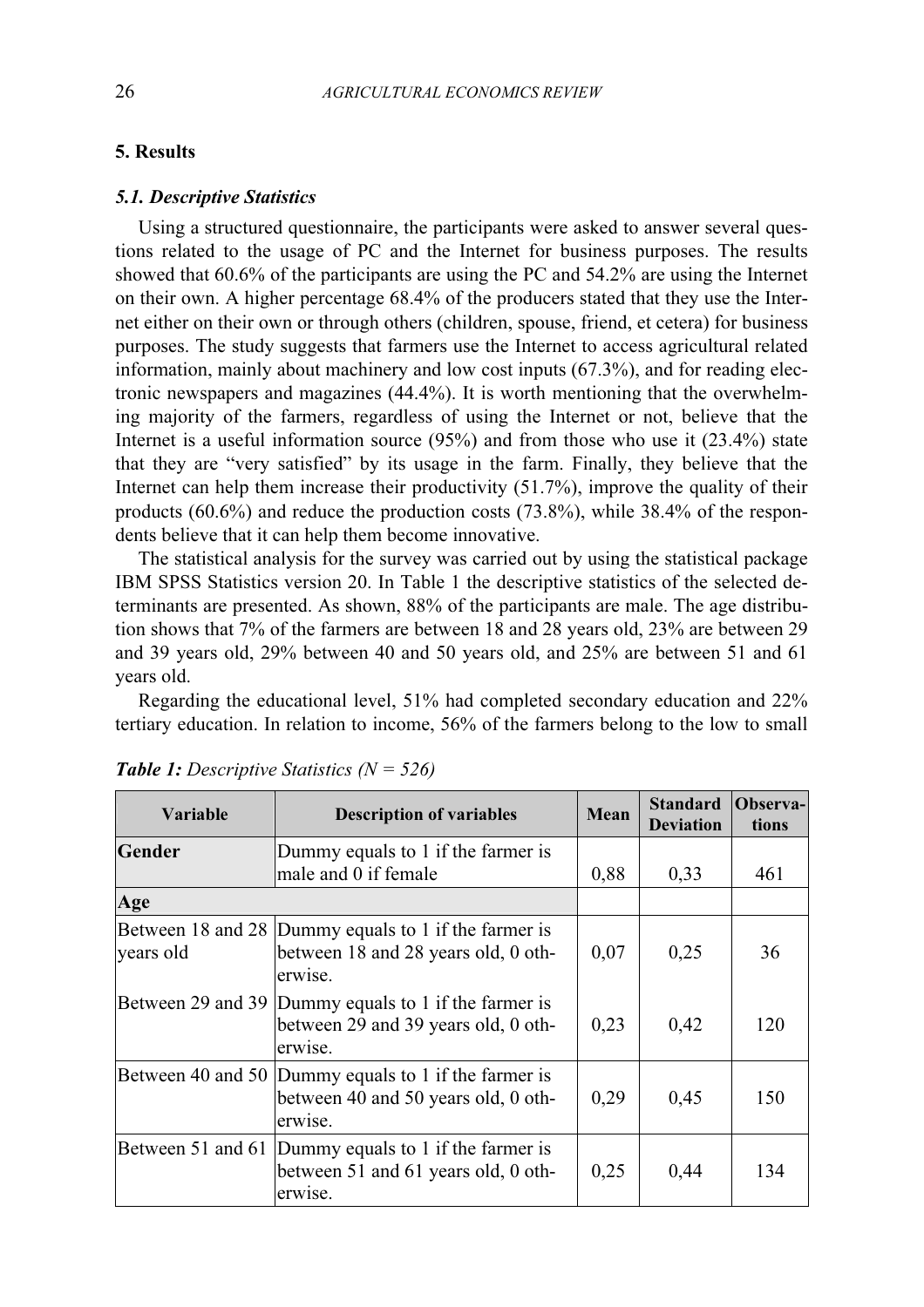## 5. Results

### *5.1. Descriptive Statistics*

Using a structured questionnaire, the participants were asked to answer several questions related to the usage of PC and the Internet for business purposes. The results showed that 60.6% of the participants are using the PC and 54.2% are using the Internet on their own. A higher percentage 68.4% of the producers stated that they use the Internet either on their own or through others (children, spouse, friend, et cetera) for business purposes. The study suggests that farmers use the Internet to access agricultural related information, mainly about machinery and low cost inputs (67.3%), and for reading electronic newspapers and magazines (44.4%). It is worth mentioning that the overwhelming majority of the farmers, regardless of using the Internet or not, believe that the Internet is a useful information source (95%) and from those who use it (23.4%) state that they are "very satisfied" by its usage in the farm. Finally, they believe that the Internet can help them increase their productivity (51.7%), improve the quality of their products (60.6%) and reduce the production costs (73.8%), while 38.4% of the respondents believe that it can help them become innovative.

The statistical analysis for the survey was carried out by using the statistical package IBM SPSS Statistics version 20. In Table 1 the descriptive statistics of the selected determinants are presented. As shown, 88% of the participants are male. The age distribution shows that 7% of the farmers are between 18 and 28 years old, 23% are between 29 and 39 years old, 29% between 40 and 50 years old, and 25% are between 51 and 61 years old.

Regarding the educational level, 51% had completed secondary education and 22% tertiary education. In relation to income, 56% of the farmers belong to the low to small

***Table 1:*** *Descriptive Statistics (N = 526)*

| Variable | Description of variables | Mean | Standard Deviation | Observations |
|---|---|---|---|---|
| **Gender** | Dummy equals to 1 if the farmer is male and 0 if female | 0,88 | 0,33 | 461 |
| **Age** | | | | |
| Between 18 and 28 years old | Dummy equals to 1 if the farmer is between 18 and 28 years old, 0 otherwise. | 0,07 | 0,25 | 36 |
| Between 29 and 39 | Dummy equals to 1 if the farmer is between 29 and 39 years old, 0 otherwise. | 0,23 | 0,42 | 120 |
| Between 40 and 50 | Dummy equals to 1 if the farmer is between 40 and 50 years old, 0 otherwise. | 0,29 | 0,45 | 150 |
| Between 51 and 61 | Dummy equals to 1 if the farmer is between 51 and 61 years old, 0 otherwise. | 0,25 | 0,44 | 134 |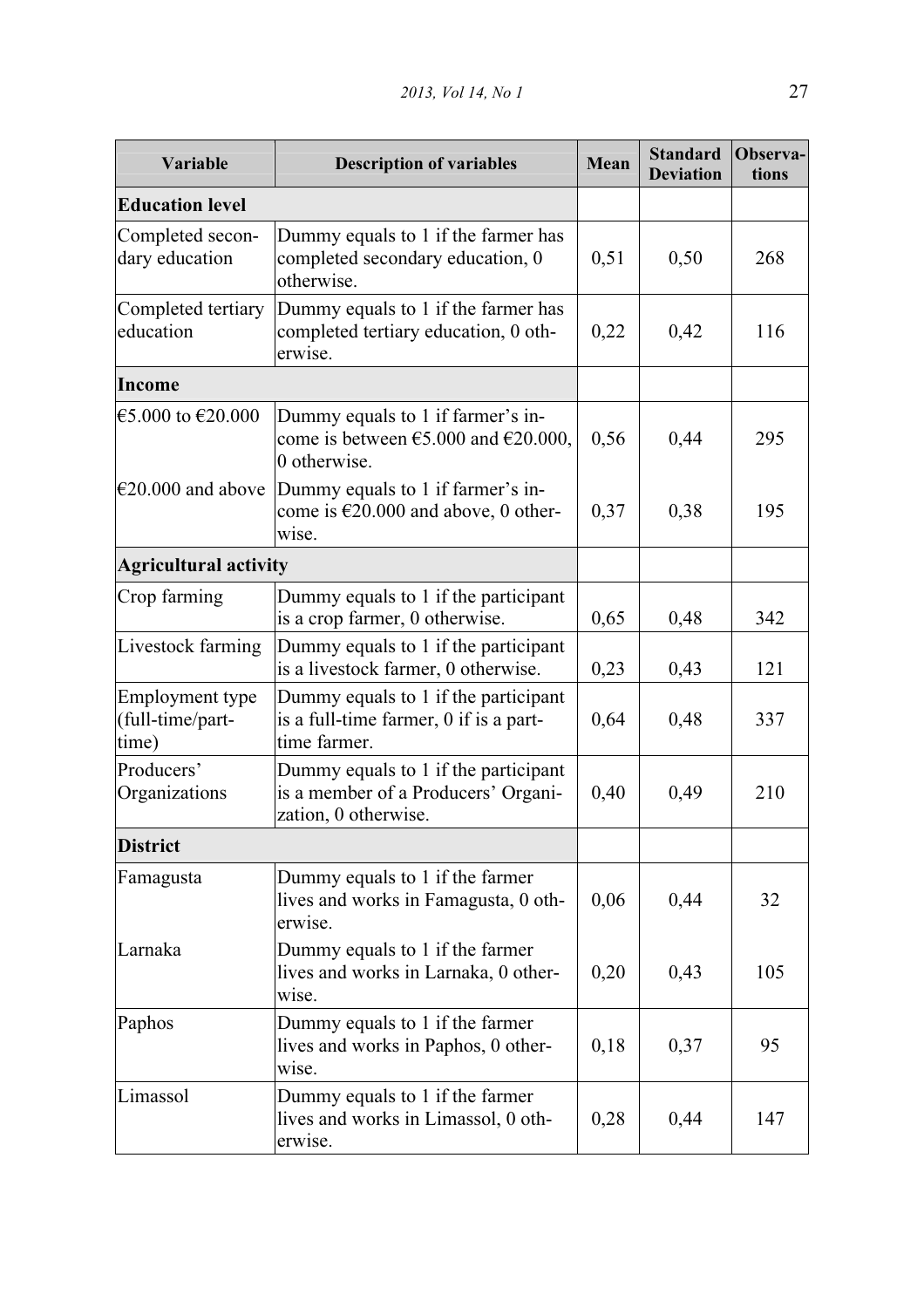| Variable | Description of variables | Mean | Standard Deviation | Observa-tions |
|---|---|---|---|---|
| **Education level** | | | | |
| Completed secondary education | Dummy equals to 1 if the farmer has completed secondary education, 0 otherwise. | 0,51 | 0,50 | 268 |
| Completed tertiary education | Dummy equals to 1 if the farmer has completed tertiary education, 0 otherwise. | 0,22 | 0,42 | 116 |
| **Income** | | | | |
| €5.000 to €20.000 | Dummy equals to 1 if farmer's income is between €5.000 and €20.000, 0 otherwise. | 0,56 | 0,44 | 295 |
| €20.000 and above | Dummy equals to 1 if farmer's income is €20.000 and above, 0 otherwise. | 0,37 | 0,38 | 195 |
| **Agricultural activity** | | | | |
| Crop farming | Dummy equals to 1 if the participant is a crop farmer, 0 otherwise. | 0,65 | 0,48 | 342 |
| Livestock farming | Dummy equals to 1 if the participant is a livestock farmer, 0 otherwise. | 0,23 | 0,43 | 121 |
| Employment type (full-time/part-time) | Dummy equals to 1 if the participant is a full-time farmer, 0 if is a part-time farmer. | 0,64 | 0,48 | 337 |
| Producers' Organizations | Dummy equals to 1 if the participant is a member of a Producers' Organization, 0 otherwise. | 0,40 | 0,49 | 210 |
| **District** | | | | |
| Famagusta | Dummy equals to 1 if the farmer lives and works in Famagusta, 0 otherwise. | 0,06 | 0,44 | 32 |
| Larnaka | Dummy equals to 1 if the farmer lives and works in Larnaka, 0 otherwise. | 0,20 | 0,43 | 105 |
| Paphos | Dummy equals to 1 if the farmer lives and works in Paphos, 0 otherwise. | 0,18 | 0,37 | 95 |
| Limassol | Dummy equals to 1 if the farmer lives and works in Limassol, 0 otherwise. | 0,28 | 0,44 | 147 |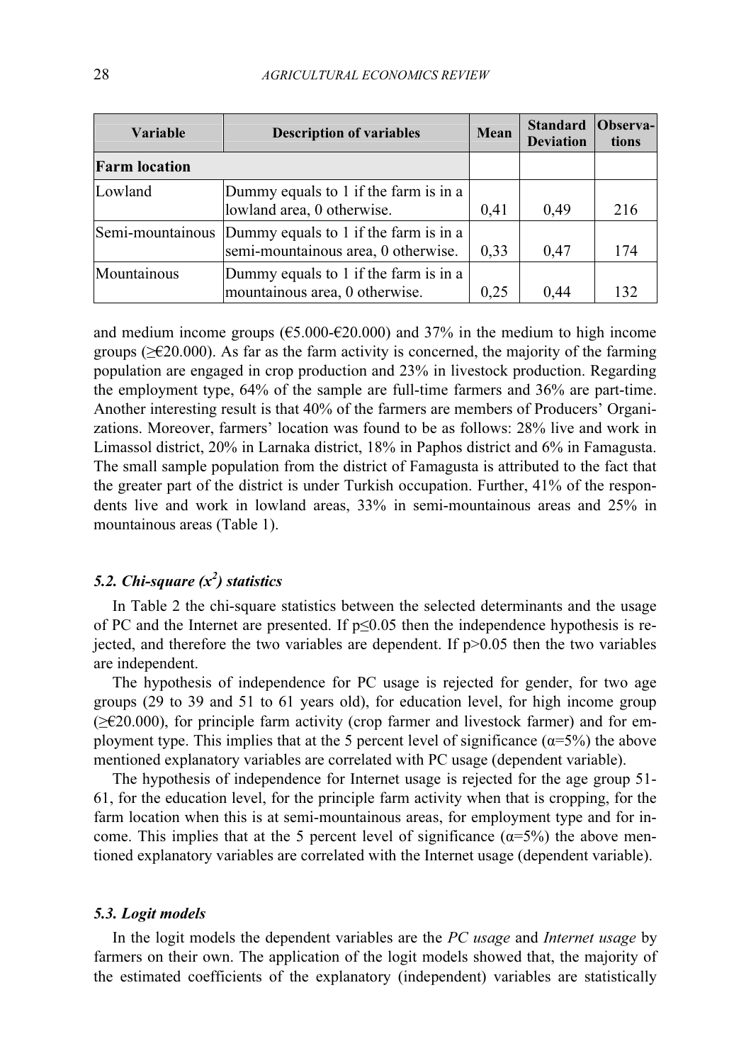| Variable | Description of variables | Mean | Standard Deviation | Observa-tions |
|---|---|---|---|---|
| **Farm location** | | | | |
| Lowland | Dummy equals to 1 if the farm is in a lowland area, 0 otherwise. | 0,41 | 0,49 | 216 |
| Semi-mountainous | Dummy equals to 1 if the farm is in a semi-mountainous area, 0 otherwise. | 0,33 | 0,47 | 174 |
| Mountainous | Dummy equals to 1 if the farm is in a mountainous area, 0 otherwise. | 0,25 | 0,44 | 132 |

and medium income groups (€5.000-€20.000) and 37% in the medium to high income groups (≥€20.000). As far as the farm activity is concerned, the majority of the farming population are engaged in crop production and 23% in livestock production. Regarding the employment type, 64% of the sample are full-time farmers and 36% are part-time. Another interesting result is that 40% of the farmers are members of Producers' Organizations. Moreover, farmers' location was found to be as follows: 28% live and work in Limassol district, 20% in Larnaka district, 18% in Paphos district and 6% in Famagusta. The small sample population from the district of Famagusta is attributed to the fact that the greater part of the district is under Turkish occupation. Further, 41% of the respondents live and work in lowland areas, 33% in semi-mountainous areas and 25% in mountainous areas (Table 1).

### *5.2. Chi-square ($x^2$) statistics*

In Table 2 the chi-square statistics between the selected determinants and the usage of PC and the Internet are presented. If $p \leq 0.05$ then the independence hypothesis is rejected, and therefore the two variables are dependent. If $p > 0.05$ then the two variables are independent.

The hypothesis of independence for PC usage is rejected for gender, for two age groups (29 to 39 and 51 to 61 years old), for education level, for high income group (≥€20.000), for principle farm activity (crop farmer and livestock farmer) and for employment type. This implies that at the 5 percent level of significance ($\alpha$=5%) the above mentioned explanatory variables are correlated with PC usage (dependent variable).

The hypothesis of independence for Internet usage is rejected for the age group 51-61, for the education level, for the principle farm activity when that is cropping, for the farm location when this is at semi-mountainous areas, for employment type and for income. This implies that at the 5 percent level of significance ($\alpha$=5%) the above mentioned explanatory variables are correlated with the Internet usage (dependent variable).

### *5.3. Logit models*

In the logit models the dependent variables are the *PC usage* and *Internet usage* by farmers on their own. The application of the logit models showed that, the majority of the estimated coefficients of the explanatory (independent) variables are statistically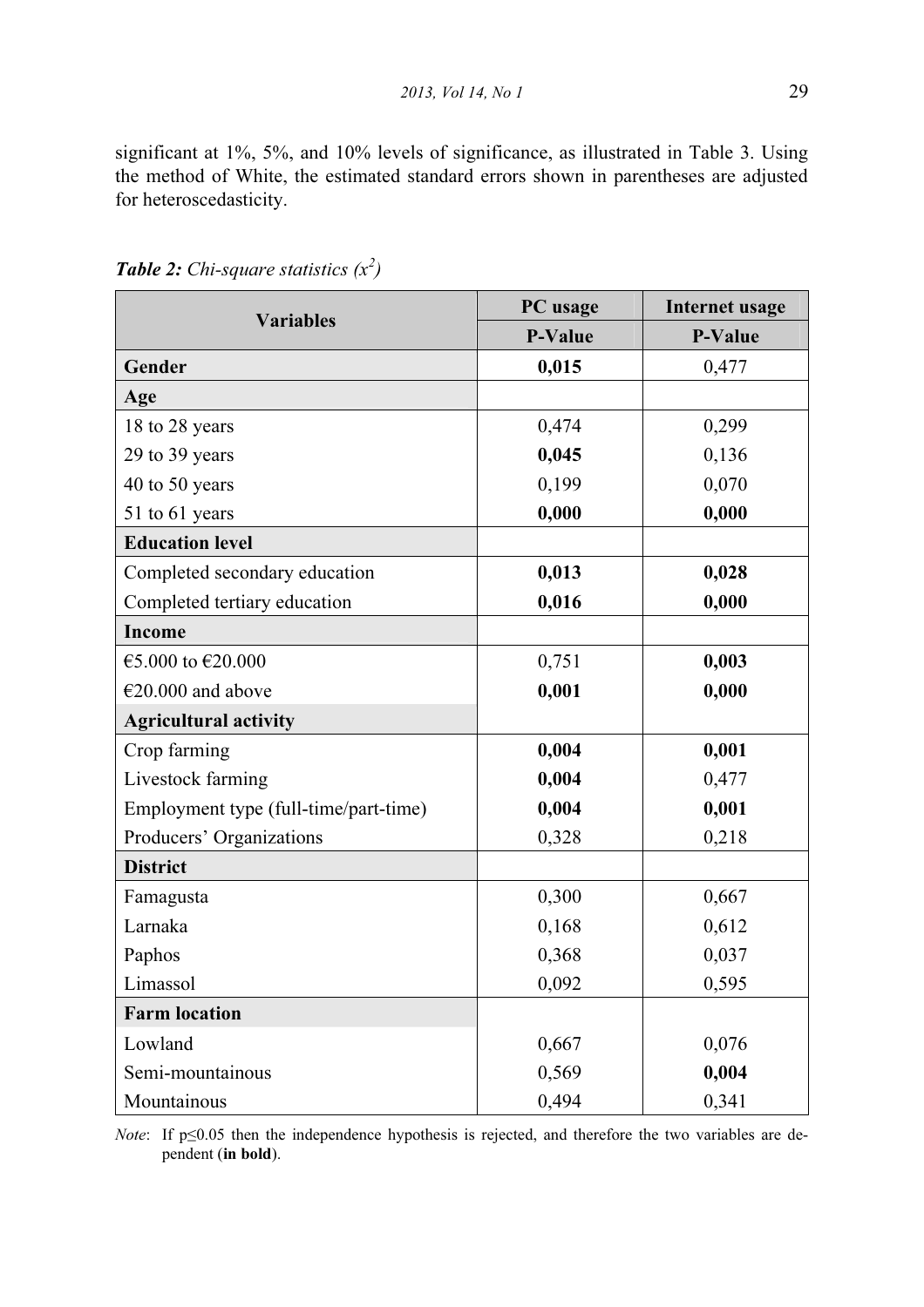significant at 1%, 5%, and 10% levels of significance, as illustrated in Table 3. Using the method of White, the estimated standard errors shown in parentheses are adjusted for heteroscedasticity.

***Table 2:*** *Chi-square statistics ($x^2$)*

| Variables | PC usage | Internet usage |
|---|---|---|
| | P-Value | P-Value |
| **Gender** | **0,015** | 0,477 |
| **Age** | | |
| 18 to 28 years | 0,474 | 0,299 |
| 29 to 39 years | **0,045** | 0,136 |
| 40 to 50 years | 0,199 | 0,070 |
| 51 to 61 years | **0,000** | **0,000** |
| **Education level** | | |
| Completed secondary education | **0,013** | **0,028** |
| Completed tertiary education | **0,016** | **0,000** |
| **Income** | | |
| €5.000 to €20.000 | 0,751 | **0,003** |
| €20.000 and above | **0,001** | **0,000** |
| **Agricultural activity** | | |
| Crop farming | **0,004** | **0,001** |
| Livestock farming | **0,004** | 0,477 |
| Employment type (full-time/part-time) | **0,004** | **0,001** |
| Producers' Organizations | 0,328 | 0,218 |
| **District** | | |
| Famagusta | 0,300 | 0,667 |
| Larnaka | 0,168 | 0,612 |
| Paphos | 0,368 | 0,037 |
| Limassol | 0,092 | 0,595 |
| **Farm location** | | |
| Lowland | 0,667 | 0,076 |
| Semi-mountainous | 0,569 | **0,004** |
| Mountainous | 0,494 | 0,341 |

*Note*: If $p \leq 0.05$ then the independence hypothesis is rejected, and therefore the two variables are dependent (**in bold**).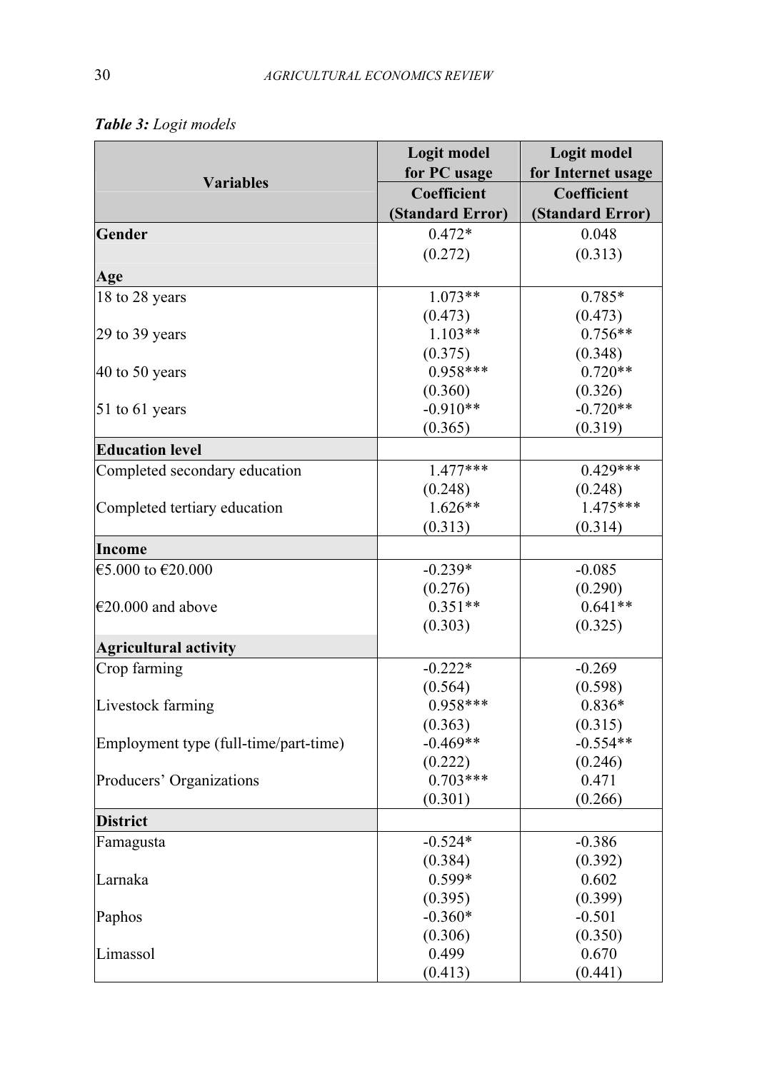*Table 3: Logit models*

| Variables | Logit model for PC usage | Logit model for Internet usage |
|---|---|---|
| | Coefficient (Standard Error) | Coefficient (Standard Error) |
| **Gender** | 0.472* | 0.048 |
| | (0.272) | (0.313) |
| **Age** | | |
| 18 to 28 years | 1.073** | 0.785* |
| | (0.473) | (0.473) |
| 29 to 39 years | 1.103** | 0.756** |
| | (0.375) | (0.348) |
| 40 to 50 years | 0.958*** | 0.720** |
| | (0.360) | (0.326) |
| 51 to 61 years | -0.910** | -0.720** |
| | (0.365) | (0.319) |
| **Education level** | | |
| Completed secondary education | 1.477*** | 0.429*** |
| | (0.248) | (0.248) |
| Completed tertiary education | 1.626** | 1.475*** |
| | (0.313) | (0.314) |
| **Income** | | |
| €5.000 to €20.000 | -0.239* | -0.085 |
| | (0.276) | (0.290) |
| €20.000 and above | 0.351** | 0.641** |
| | (0.303) | (0.325) |
| **Agricultural activity** | | |
| Crop farming | -0.222* | -0.269 |
| | (0.564) | (0.598) |
| Livestock farming | 0.958*** | 0.836* |
| | (0.363) | (0.315) |
| Employment type (full-time/part-time) | -0.469** | -0.554** |
| | (0.222) | (0.246) |
| Producers' Organizations | 0.703*** | 0.471 |
| | (0.301) | (0.266) |
| **District** | | |
| Famagusta | -0.524* | -0.386 |
| | (0.384) | (0.392) |
| Larnaka | 0.599* | 0.602 |
| | (0.395) | (0.399) |
| Paphos | -0.360* | -0.501 |
| | (0.306) | (0.350) |
| Limassol | 0.499 | 0.670 |
| | (0.413) | (0.441) |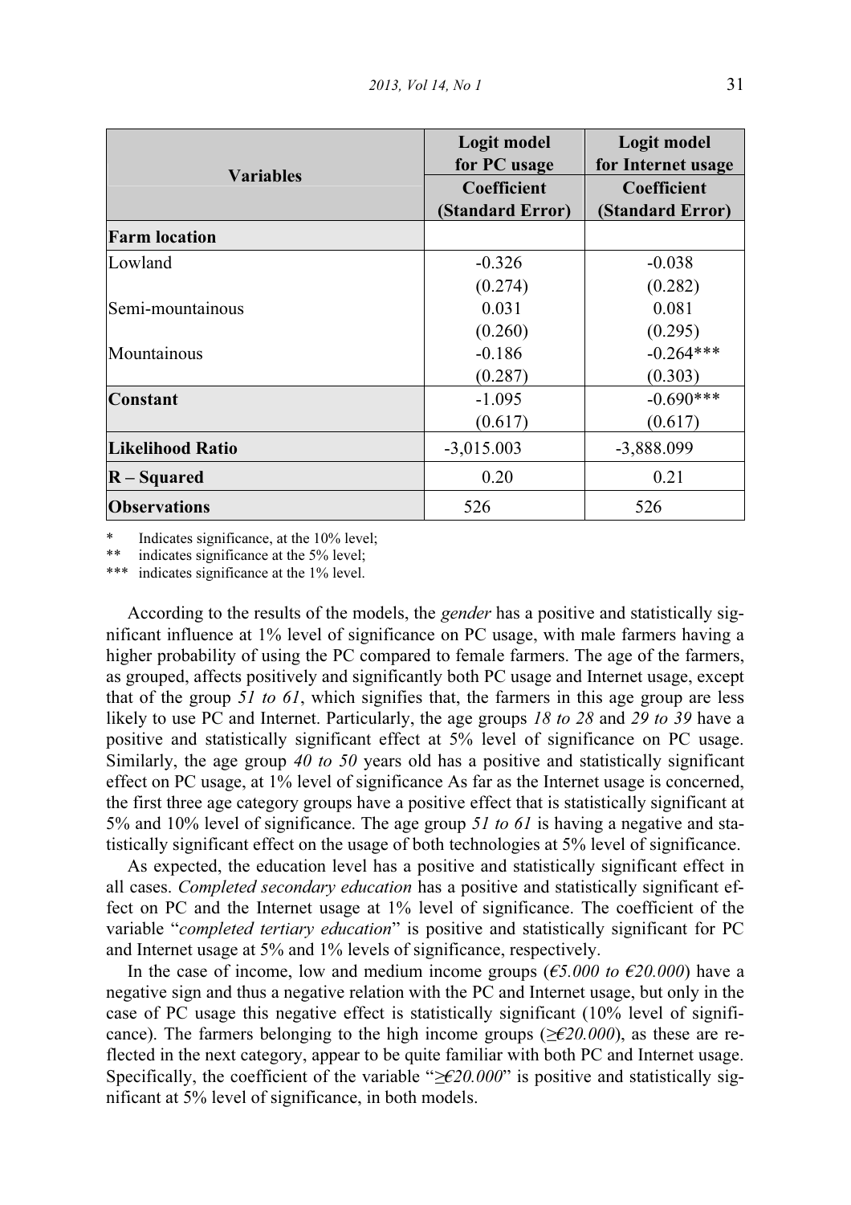| Variables | Logit model for PC usage | Logit model for Internet usage |
| --- | --- | --- |
| | Coefficient (Standard Error) | Coefficient (Standard Error) |
| **Farm location** | | |
| Lowland | -0.326<br>(0.274) | -0.038<br>(0.282) |
| Semi-mountainous | 0.031<br>(0.260) | 0.081<br>(0.295) |
| Mountainous | -0.186<br>(0.287) | -0.264***<br>(0.303) |
| **Constant** | -1.095<br>(0.617) | -0.690***<br>(0.617) |
| **Likelihood Ratio** | -3,015.003 | -3,888.099 |
| **R – Squared** | 0.20 | 0.21 |
| **Observations** | 526 | 526 |

\* Indicates significance, at the 10% level;
** indicates significance at the 5% level;
*** indicates significance at the 1% level.

According to the results of the models, the *gender* has a positive and statistically significant influence at 1% level of significance on PC usage, with male farmers having a higher probability of using the PC compared to female farmers. The age of the farmers, as grouped, affects positively and significantly both PC usage and Internet usage, except that of the group *51 to 61*, which signifies that, the farmers in this age group are less likely to use PC and Internet. Particularly, the age groups *18 to 28* and *29 to 39* have a positive and statistically significant effect at 5% level of significance on PC usage. Similarly, the age group *40 to 50* years old has a positive and statistically significant effect on PC usage, at 1% level of significance As far as the Internet usage is concerned, the first three age category groups have a positive effect that is statistically significant at 5% and 10% level of significance. The age group *51 to 61* is having a negative and statistically significant effect on the usage of both technologies at 5% level of significance.

As expected, the education level has a positive and statistically significant effect in all cases. *Completed secondary education* has a positive and statistically significant effect on PC and the Internet usage at 1% level of significance. The coefficient of the variable "*completed tertiary education*" is positive and statistically significant for PC and Internet usage at 5% and 1% levels of significance, respectively.

In the case of income, low and medium income groups (*€5.000 to €20.000*) have a negative sign and thus a negative relation with the PC and Internet usage, but only in the case of PC usage this negative effect is statistically significant (10% level of significance). The farmers belonging to the high income groups (*≥€20.000*), as these are reflected in the next category, appear to be quite familiar with both PC and Internet usage. Specifically, the coefficient of the variable "*≥€20.000*" is positive and statistically significant at 5% level of significance, in both models.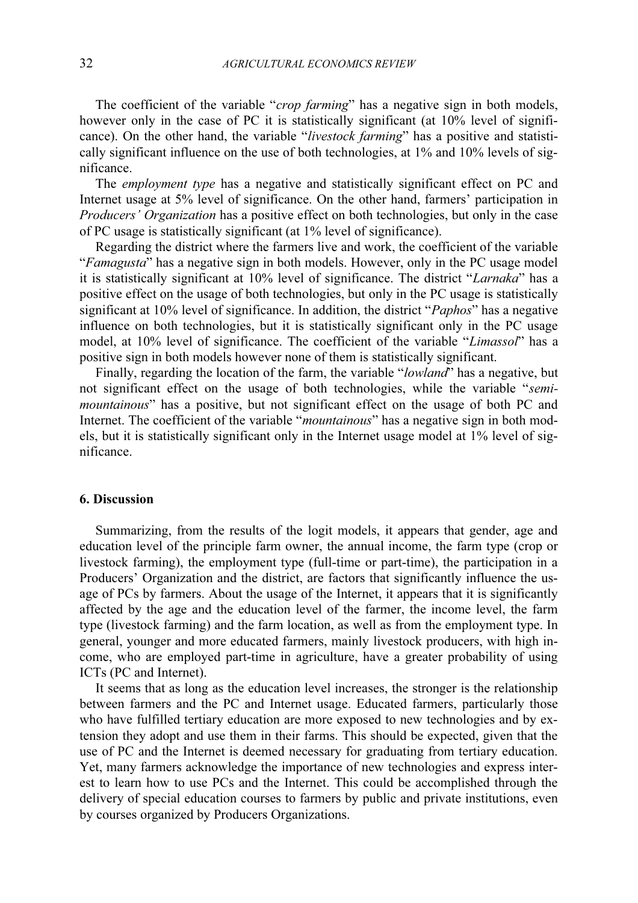The coefficient of the variable "*crop farming*" has a negative sign in both models, however only in the case of PC it is statistically significant (at 10% level of significance). On the other hand, the variable "*livestock farming*" has a positive and statistically significant influence on the use of both technologies, at 1% and 10% levels of significance.

The *employment type* has a negative and statistically significant effect on PC and Internet usage at 5% level of significance. On the other hand, farmers' participation in *Producers' Organization* has a positive effect on both technologies, but only in the case of PC usage is statistically significant (at 1% level of significance).

Regarding the district where the farmers live and work, the coefficient of the variable "*Famagusta*" has a negative sign in both models. However, only in the PC usage model it is statistically significant at 10% level of significance. The district "*Larnaka*" has a positive effect on the usage of both technologies, but only in the PC usage is statistically significant at 10% level of significance. In addition, the district "*Paphos*" has a negative influence on both technologies, but it is statistically significant only in the PC usage model, at 10% level of significance. The coefficient of the variable "*Limassol*" has a positive sign in both models however none of them is statistically significant.

Finally, regarding the location of the farm, the variable "*lowland*" has a negative, but not significant effect on the usage of both technologies, while the variable "*semi-mountainous*" has a positive, but not significant effect on the usage of both PC and Internet. The coefficient of the variable "*mountainous*" has a negative sign in both models, but it is statistically significant only in the Internet usage model at 1% level of significance.

## 6. Discussion

Summarizing, from the results of the logit models, it appears that gender, age and education level of the principle farm owner, the annual income, the farm type (crop or livestock farming), the employment type (full-time or part-time), the participation in a Producers' Organization and the district, are factors that significantly influence the usage of PCs by farmers. About the usage of the Internet, it appears that it is significantly affected by the age and the education level of the farmer, the income level, the farm type (livestock farming) and the farm location, as well as from the employment type. In general, younger and more educated farmers, mainly livestock producers, with high income, who are employed part-time in agriculture, have a greater probability of using ICTs (PC and Internet).

It seems that as long as the education level increases, the stronger is the relationship between farmers and the PC and Internet usage. Educated farmers, particularly those who have fulfilled tertiary education are more exposed to new technologies and by extension they adopt and use them in their farms. This should be expected, given that the use of PC and the Internet is deemed necessary for graduating from tertiary education. Yet, many farmers acknowledge the importance of new technologies and express interest to learn how to use PCs and the Internet. This could be accomplished through the delivery of special education courses to farmers by public and private institutions, even by courses organized by Producers Organizations.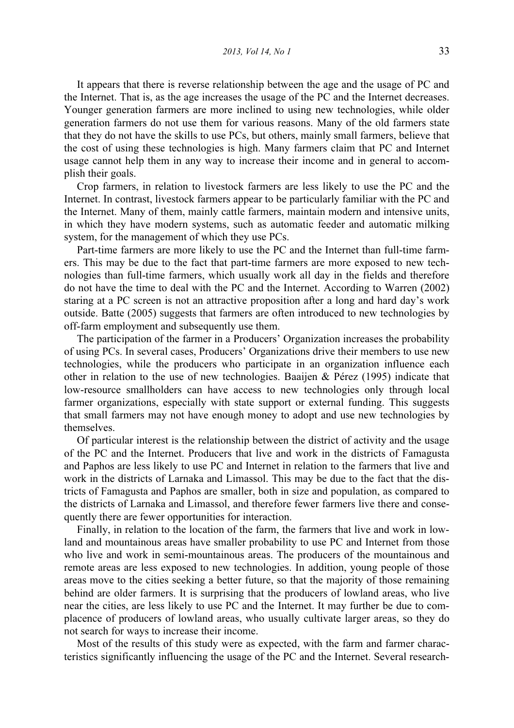It appears that there is reverse relationship between the age and the usage of PC and the Internet. That is, as the age increases the usage of the PC and the Internet decreases. Younger generation farmers are more inclined to using new technologies, while older generation farmers do not use them for various reasons. Many of the old farmers state that they do not have the skills to use PCs, but others, mainly small farmers, believe that the cost of using these technologies is high. Many farmers claim that PC and Internet usage cannot help them in any way to increase their income and in general to accomplish their goals.

Crop farmers, in relation to livestock farmers are less likely to use the PC and the Internet. In contrast, livestock farmers appear to be particularly familiar with the PC and the Internet. Many of them, mainly cattle farmers, maintain modern and intensive units, in which they have modern systems, such as automatic feeder and automatic milking system, for the management of which they use PCs.

Part-time farmers are more likely to use the PC and the Internet than full-time farmers. This may be due to the fact that part-time farmers are more exposed to new technologies than full-time farmers, which usually work all day in the fields and therefore do not have the time to deal with the PC and the Internet. According to Warren (2002) staring at a PC screen is not an attractive proposition after a long and hard day's work outside. Batte (2005) suggests that farmers are often introduced to new technologies by off-farm employment and subsequently use them.

The participation of the farmer in a Producers' Organization increases the probability of using PCs. In several cases, Producers' Organizations drive their members to use new technologies, while the producers who participate in an organization influence each other in relation to the use of new technologies. Baaijen & Pérez (1995) indicate that low-resource smallholders can have access to new technologies only through local farmer organizations, especially with state support or external funding. This suggests that small farmers may not have enough money to adopt and use new technologies by themselves.

Of particular interest is the relationship between the district of activity and the usage of the PC and the Internet. Producers that live and work in the districts of Famagusta and Paphos are less likely to use PC and Internet in relation to the farmers that live and work in the districts of Larnaka and Limassol. This may be due to the fact that the districts of Famagusta and Paphos are smaller, both in size and population, as compared to the districts of Larnaka and Limassol, and therefore fewer farmers live there and consequently there are fewer opportunities for interaction.

Finally, in relation to the location of the farm, the farmers that live and work in lowland and mountainous areas have smaller probability to use PC and Internet from those who live and work in semi-mountainous areas. The producers of the mountainous and remote areas are less exposed to new technologies. In addition, young people of those areas move to the cities seeking a better future, so that the majority of those remaining behind are older farmers. It is surprising that the producers of lowland areas, who live near the cities, are less likely to use PC and the Internet. It may further be due to complacence of producers of lowland areas, who usually cultivate larger areas, so they do not search for ways to increase their income.

Most of the results of this study were as expected, with the farm and farmer characteristics significantly influencing the usage of the PC and the Internet. Several research-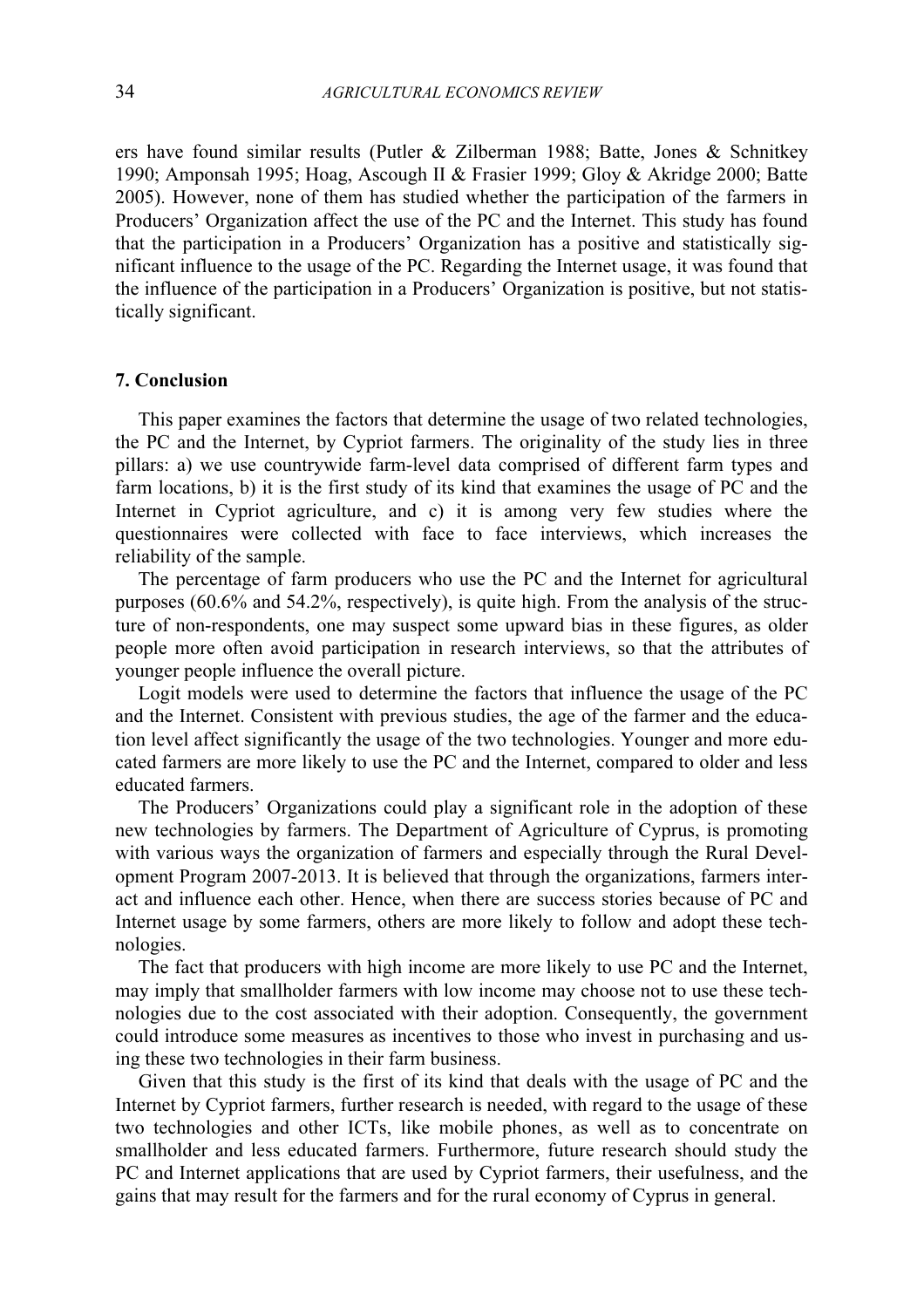ers have found similar results (Putler & Zilberman 1988; Batte, Jones & Schnitkey 1990; Amponsah 1995; Hoag, Ascough II & Frasier 1999; Gloy & Akridge 2000; Batte 2005). However, none of them has studied whether the participation of the farmers in Producers' Organization affect the use of the PC and the Internet. This study has found that the participation in a Producers' Organization has a positive and statistically significant influence to the usage of the PC. Regarding the Internet usage, it was found that the influence of the participation in a Producers' Organization is positive, but not statistically significant.

## 7. Conclusion

This paper examines the factors that determine the usage of two related technologies, the PC and the Internet, by Cypriot farmers. The originality of the study lies in three pillars: a) we use countrywide farm-level data comprised of different farm types and farm locations, b) it is the first study of its kind that examines the usage of PC and the Internet in Cypriot agriculture, and c) it is among very few studies where the questionnaires were collected with face to face interviews, which increases the reliability of the sample.

The percentage of farm producers who use the PC and the Internet for agricultural purposes (60.6% and 54.2%, respectively), is quite high. From the analysis of the structure of non-respondents, one may suspect some upward bias in these figures, as older people more often avoid participation in research interviews, so that the attributes of younger people influence the overall picture.

Logit models were used to determine the factors that influence the usage of the PC and the Internet. Consistent with previous studies, the age of the farmer and the education level affect significantly the usage of the two technologies. Younger and more educated farmers are more likely to use the PC and the Internet, compared to older and less educated farmers.

The Producers' Organizations could play a significant role in the adoption of these new technologies by farmers. The Department of Agriculture of Cyprus, is promoting with various ways the organization of farmers and especially through the Rural Development Program 2007-2013. It is believed that through the organizations, farmers interact and influence each other. Hence, when there are success stories because of PC and Internet usage by some farmers, others are more likely to follow and adopt these technologies.

The fact that producers with high income are more likely to use PC and the Internet, may imply that smallholder farmers with low income may choose not to use these technologies due to the cost associated with their adoption. Consequently, the government could introduce some measures as incentives to those who invest in purchasing and using these two technologies in their farm business.

Given that this study is the first of its kind that deals with the usage of PC and the Internet by Cypriot farmers, further research is needed, with regard to the usage of these two technologies and other ICTs, like mobile phones, as well as to concentrate on smallholder and less educated farmers. Furthermore, future research should study the PC and Internet applications that are used by Cypriot farmers, their usefulness, and the gains that may result for the farmers and for the rural economy of Cyprus in general.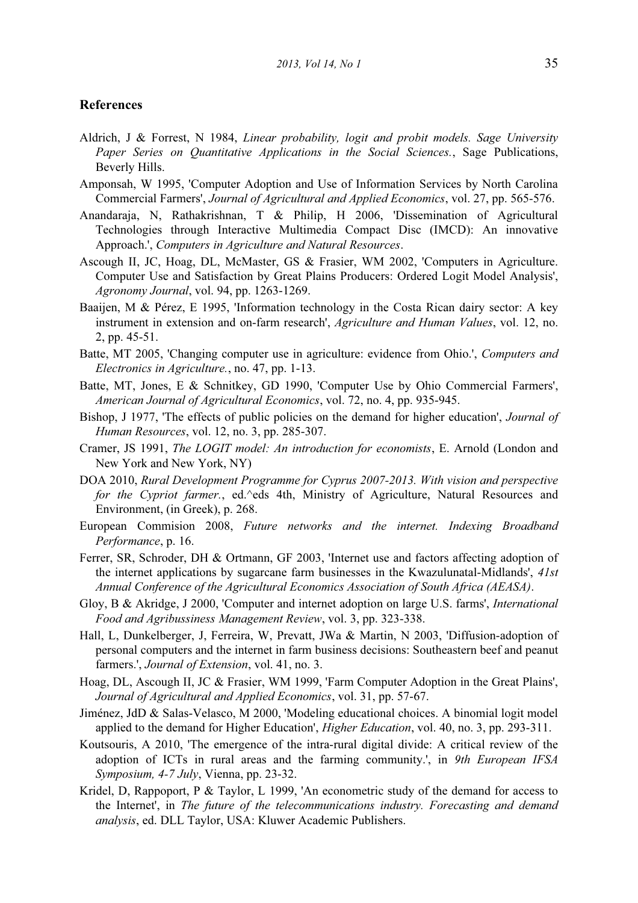## References

Aldrich, J & Forrest, N 1984, *Linear probability, logit and probit models. Sage University Paper Series on Quantitative Applications in the Social Sciences.*, Sage Publications, Beverly Hills.

Amponsah, W 1995, 'Computer Adoption and Use of Information Services by North Carolina Commercial Farmers', *Journal of Agricultural and Applied Economics*, vol. 27, pp. 565-576.

Anandaraja, N, Rathakrishnan, T & Philip, H 2006, 'Dissemination of Agricultural Technologies through Interactive Multimedia Compact Disc (IMCD): An innovative Approach.', *Computers in Agriculture and Natural Resources*.

Ascough II, JC, Hoag, DL, McMaster, GS & Frasier, WM 2002, 'Computers in Agriculture. Computer Use and Satisfaction by Great Plains Producers: Ordered Logit Model Analysis', *Agronomy Journal*, vol. 94, pp. 1263-1269.

Baaijen, M & Pérez, E 1995, 'Information technology in the Costa Rican dairy sector: A key instrument in extension and on-farm research', *Agriculture and Human Values*, vol. 12, no. 2, pp. 45-51.

Batte, MT 2005, 'Changing computer use in agriculture: evidence from Ohio.', *Computers and Electronics in Agriculture.*, no. 47, pp. 1-13.

Batte, MT, Jones, E & Schnitkey, GD 1990, 'Computer Use by Ohio Commercial Farmers', *American Journal of Agricultural Economics*, vol. 72, no. 4, pp. 935-945.

Bishop, J 1977, 'The effects of public policies on the demand for higher education', *Journal of Human Resources*, vol. 12, no. 3, pp. 285-307.

Cramer, JS 1991, *The LOGIT model: An introduction for economists*, E. Arnold (London and New York and New York, NY)

DOA 2010, *Rural Development Programme for Cyprus 2007-2013. With vision and perspective for the Cypriot farmer.*, ed.^eds 4th, Ministry of Agriculture, Natural Resources and Environment, (in Greek), p. 268.

European Commision 2008, *Future networks and the internet. Indexing Broadband Performance*, p. 16.

Ferrer, SR, Schroder, DH & Ortmann, GF 2003, 'Internet use and factors affecting adoption of the internet applications by sugarcane farm businesses in the Kwazulunatal-Midlands', *41st Annual Conference of the Agricultural Economics Association of South Africa (AEASA)*.

Gloy, B & Akridge, J 2000, 'Computer and internet adoption on large U.S. farms', *International Food and Agribussiness Management Review*, vol. 3, pp. 323-338.

Hall, L, Dunkelberger, J, Ferreira, W, Prevatt, JWa & Martin, N 2003, 'Diffusion-adoption of personal computers and the internet in farm business decisions: Southeastern beef and peanut farmers.', *Journal of Extension*, vol. 41, no. 3.

Hoag, DL, Ascough II, JC & Frasier, WM 1999, 'Farm Computer Adoption in the Great Plains', *Journal of Agricultural and Applied Economics*, vol. 31, pp. 57-67.

Jiménez, JdD & Salas-Velasco, M 2000, 'Modeling educational choices. A binomial logit model applied to the demand for Higher Education', *Higher Education*, vol. 40, no. 3, pp. 293-311.

Koutsouris, A 2010, 'The emergence of the intra-rural digital divide: A critical review of the adoption of ICTs in rural areas and the farming community.', in *9th European IFSA Symposium, 4-7 July*, Vienna, pp. 23-32.

Kridel, D, Rappoport, P & Taylor, L 1999, 'An econometric study of the demand for access to the Internet', in *The future of the telecommunications industry. Forecasting and demand analysis*, ed. DLL Taylor, USA: Kluwer Academic Publishers.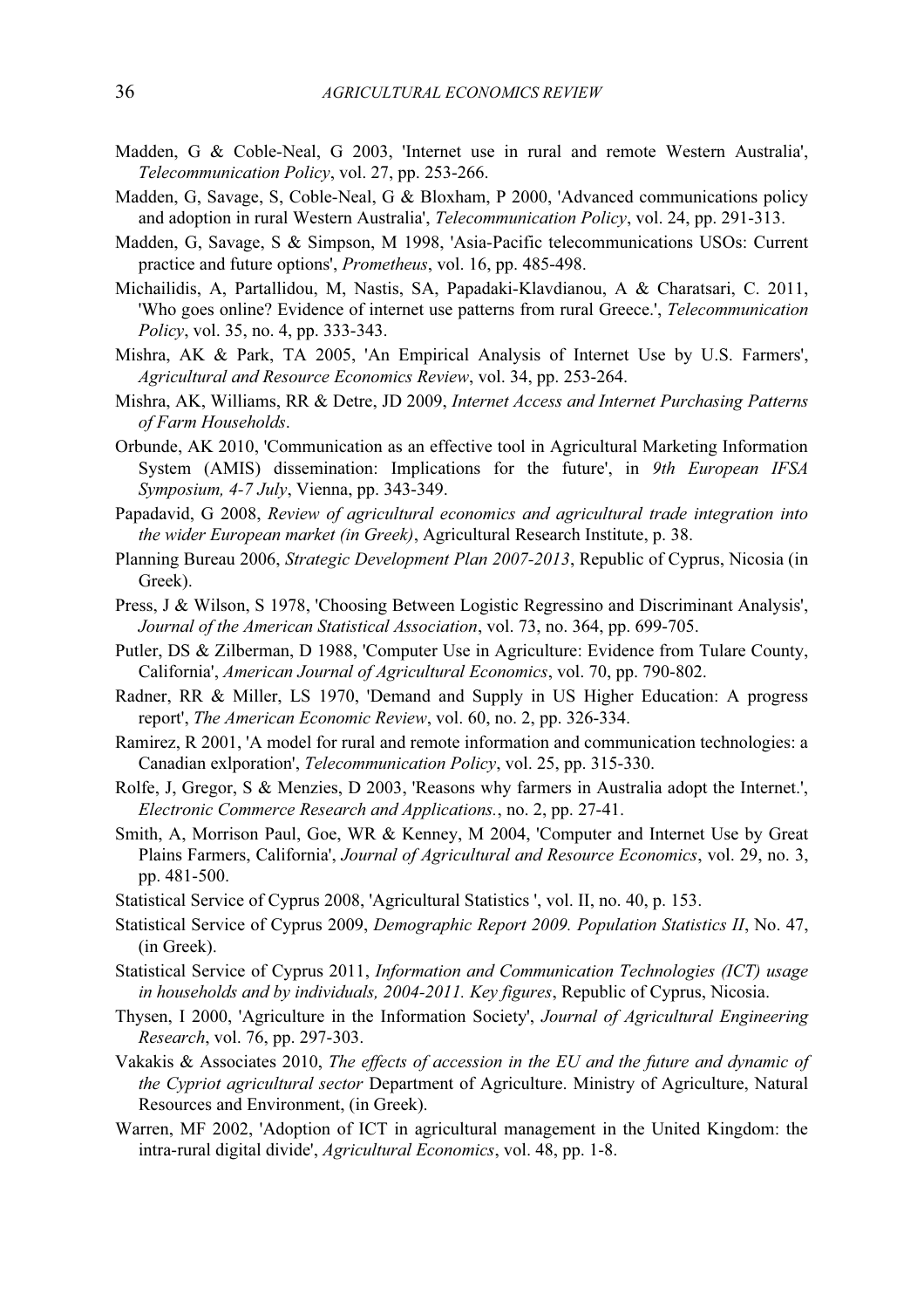Madden, G & Coble-Neal, G 2003, 'Internet use in rural and remote Western Australia', *Telecommunication Policy*, vol. 27, pp. 253-266.

Madden, G, Savage, S, Coble-Neal, G & Bloxham, P 2000, 'Advanced communications policy and adoption in rural Western Australia', *Telecommunication Policy*, vol. 24, pp. 291-313.

Madden, G, Savage, S & Simpson, M 1998, 'Asia-Pacific telecommunications USOs: Current practice and future options', *Prometheus*, vol. 16, pp. 485-498.

Michailidis, A, Partallidou, M, Nastis, SA, Papadaki-Klavdianou, A & Charatsari, C. 2011, 'Who goes online? Evidence of internet use patterns from rural Greece.', *Telecommunication Policy*, vol. 35, no. 4, pp. 333-343.

Mishra, AK & Park, TA 2005, 'An Empirical Analysis of Internet Use by U.S. Farmers', *Agricultural and Resource Economics Review*, vol. 34, pp. 253-264.

Mishra, AK, Williams, RR & Detre, JD 2009, *Internet Access and Internet Purchasing Patterns of Farm Households*.

Orbunde, AK 2010, 'Communication as an effective tool in Agricultural Marketing Information System (AMIS) dissemination: Implications for the future', in *9th European IFSA Symposium, 4-7 July*, Vienna, pp. 343-349.

Papadavid, G 2008, *Review of agricultural economics and agricultural trade integration into the wider European market (in Greek)*, Agricultural Research Institute, p. 38.

Planning Bureau 2006, *Strategic Development Plan 2007-2013*, Republic of Cyprus, Nicosia (in Greek).

Press, J & Wilson, S 1978, 'Choosing Between Logistic Regressino and Discriminant Analysis', *Journal of the American Statistical Association*, vol. 73, no. 364, pp. 699-705.

Putler, DS & Zilberman, D 1988, 'Computer Use in Agriculture: Evidence from Tulare County, California', *American Journal of Agricultural Economics*, vol. 70, pp. 790-802.

Radner, RR & Miller, LS 1970, 'Demand and Supply in US Higher Education: A progress report', *The American Economic Review*, vol. 60, no. 2, pp. 326-334.

Ramirez, R 2001, 'A model for rural and remote information and communication technologies: a Canadian exlporation', *Telecommunication Policy*, vol. 25, pp. 315-330.

Rolfe, J, Gregor, S & Menzies, D 2003, 'Reasons why farmers in Australia adopt the Internet.', *Electronic Commerce Research and Applications.*, no. 2, pp. 27-41.

Smith, A, Morrison Paul, Goe, WR & Kenney, M 2004, 'Computer and Internet Use by Great Plains Farmers, California', *Journal of Agricultural and Resource Economics*, vol. 29, no. 3, pp. 481-500.

Statistical Service of Cyprus 2008, 'Agricultural Statistics ', vol. II, no. 40, p. 153.

Statistical Service of Cyprus 2009, *Demographic Report 2009. Population Statistics II*, No. 47, (in Greek).

Statistical Service of Cyprus 2011, *Information and Communication Technologies (ICT) usage in households and by individuals, 2004-2011. Key figures*, Republic of Cyprus, Nicosia.

Thysen, I 2000, 'Agriculture in the Information Society', *Journal of Agricultural Engineering Research*, vol. 76, pp. 297-303.

Vakakis & Associates 2010, *The effects of accession in the EU and the future and dynamic of the Cypriot agricultural sector* Department of Agriculture. Ministry of Agriculture, Natural Resources and Environment, (in Greek).

Warren, MF 2002, 'Adoption of ICT in agricultural management in the United Kingdom: the intra-rural digital divide', *Agricultural Economics*, vol. 48, pp. 1-8.